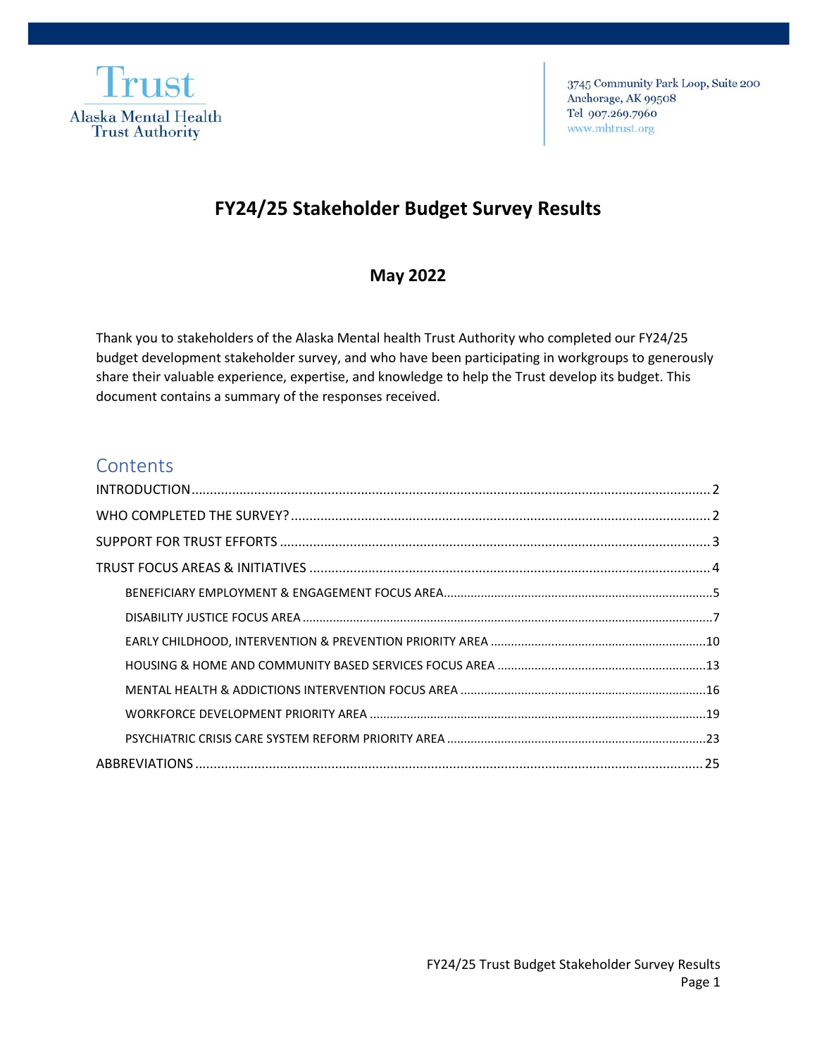Trust
Alaska Mental Health Trust Authority

3745 Community Park Loop, Suite 200
Anchorage, AK 99508
Tel 907.269.7960
www.mhtrust.org

# FY24/25 Stakeholder Budget Survey Results

## May 2022

Thank you to stakeholders of the Alaska Mental health Trust Authority who completed our FY24/25 budget development stakeholder survey, and who have been participating in workgroups to generously share their valuable experience, expertise, and knowledge to help the Trust develop its budget. This document contains a summary of the responses received.

## Contents

- INTRODUCTION ........ 2
- WHO COMPLETED THE SURVEY? ........ 2
- SUPPORT FOR TRUST EFFORTS ........ 3
- TRUST FOCUS AREAS & INITIATIVES ........ 4
  - BENEFICIARY EMPLOYMENT & ENGAGEMENT FOCUS AREA ........ 5
  - DISABILITY JUSTICE FOCUS AREA ........ 7
  - EARLY CHILDHOOD, INTERVENTION & PREVENTION PRIORITY AREA ........ 10
  - HOUSING & HOME AND COMMUNITY BASED SERVICES FOCUS AREA ........ 13
  - MENTAL HEALTH & ADDICTIONS INTERVENTION FOCUS AREA ........ 16
  - WORKFORCE DEVELOPMENT PRIORITY AREA ........ 19
  - PSYCHIATRIC CRISIS CARE SYSTEM REFORM PRIORITY AREA ........ 23
- ABBREVIATIONS ........ 25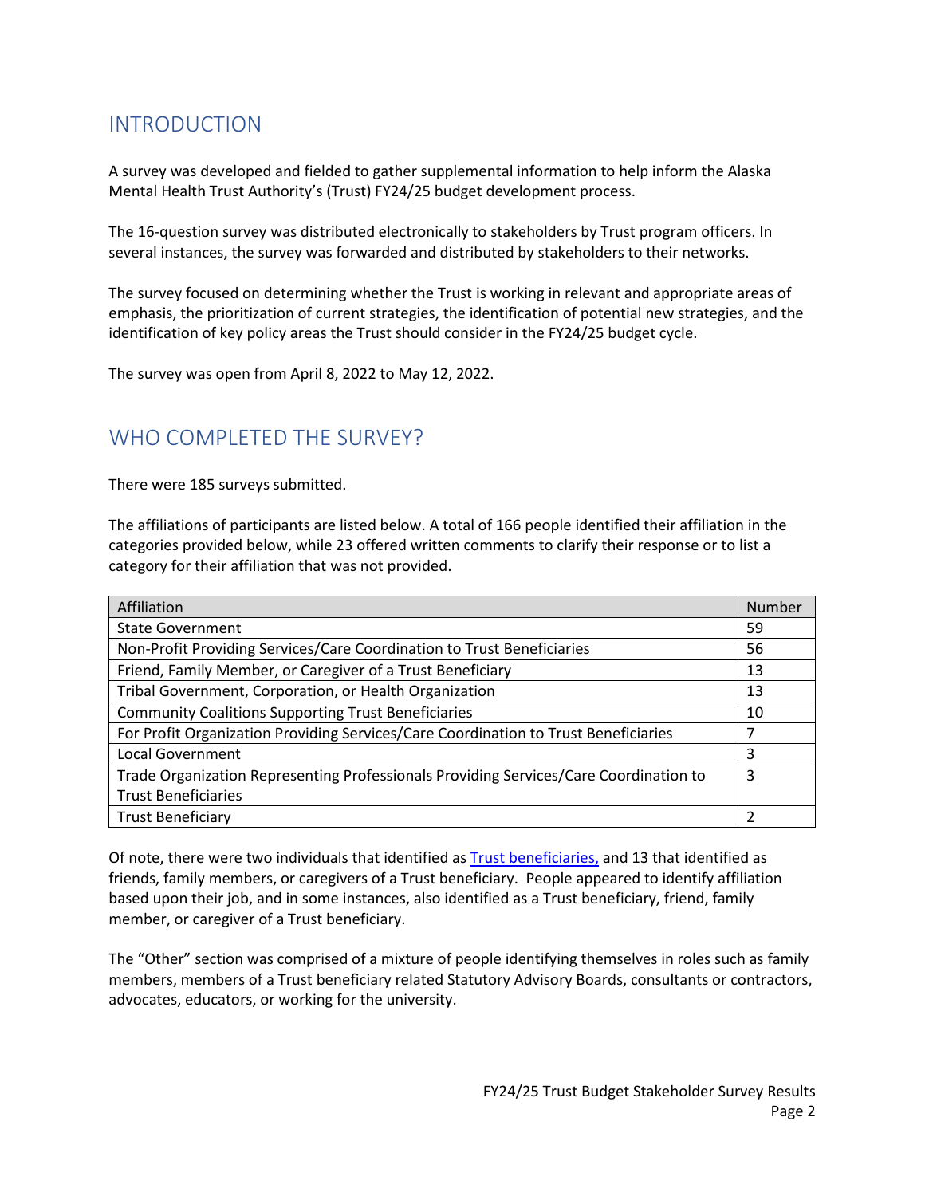## INTRODUCTION

A survey was developed and fielded to gather supplemental information to help inform the Alaska Mental Health Trust Authority's (Trust) FY24/25 budget development process.

The 16-question survey was distributed electronically to stakeholders by Trust program officers. In several instances, the survey was forwarded and distributed by stakeholders to their networks.

The survey focused on determining whether the Trust is working in relevant and appropriate areas of emphasis, the prioritization of current strategies, the identification of potential new strategies, and the identification of key policy areas the Trust should consider in the FY24/25 budget cycle.

The survey was open from April 8, 2022 to May 12, 2022.

## WHO COMPLETED THE SURVEY?

There were 185 surveys submitted.

The affiliations of participants are listed below. A total of 166 people identified their affiliation in the categories provided below, while 23 offered written comments to clarify their response or to list a category for their affiliation that was not provided.

| Affiliation | Number |
|---|---|
| State Government | 59 |
| Non-Profit Providing Services/Care Coordination to Trust Beneficiaries | 56 |
| Friend, Family Member, or Caregiver of a Trust Beneficiary | 13 |
| Tribal Government, Corporation, or Health Organization | 13 |
| Community Coalitions Supporting Trust Beneficiaries | 10 |
| For Profit Organization Providing Services/Care Coordination to Trust Beneficiaries | 7 |
| Local Government | 3 |
| Trade Organization Representing Professionals Providing Services/Care Coordination to Trust Beneficiaries | 3 |
| Trust Beneficiary | 2 |

Of note, there were two individuals that identified as Trust beneficiaries, and 13 that identified as friends, family members, or caregivers of a Trust beneficiary. People appeared to identify affiliation based upon their job, and in some instances, also identified as a Trust beneficiary, friend, family member, or caregiver of a Trust beneficiary.

The "Other" section was comprised of a mixture of people identifying themselves in roles such as family members, members of a Trust beneficiary related Statutory Advisory Boards, consultants or contractors, advocates, educators, or working for the university.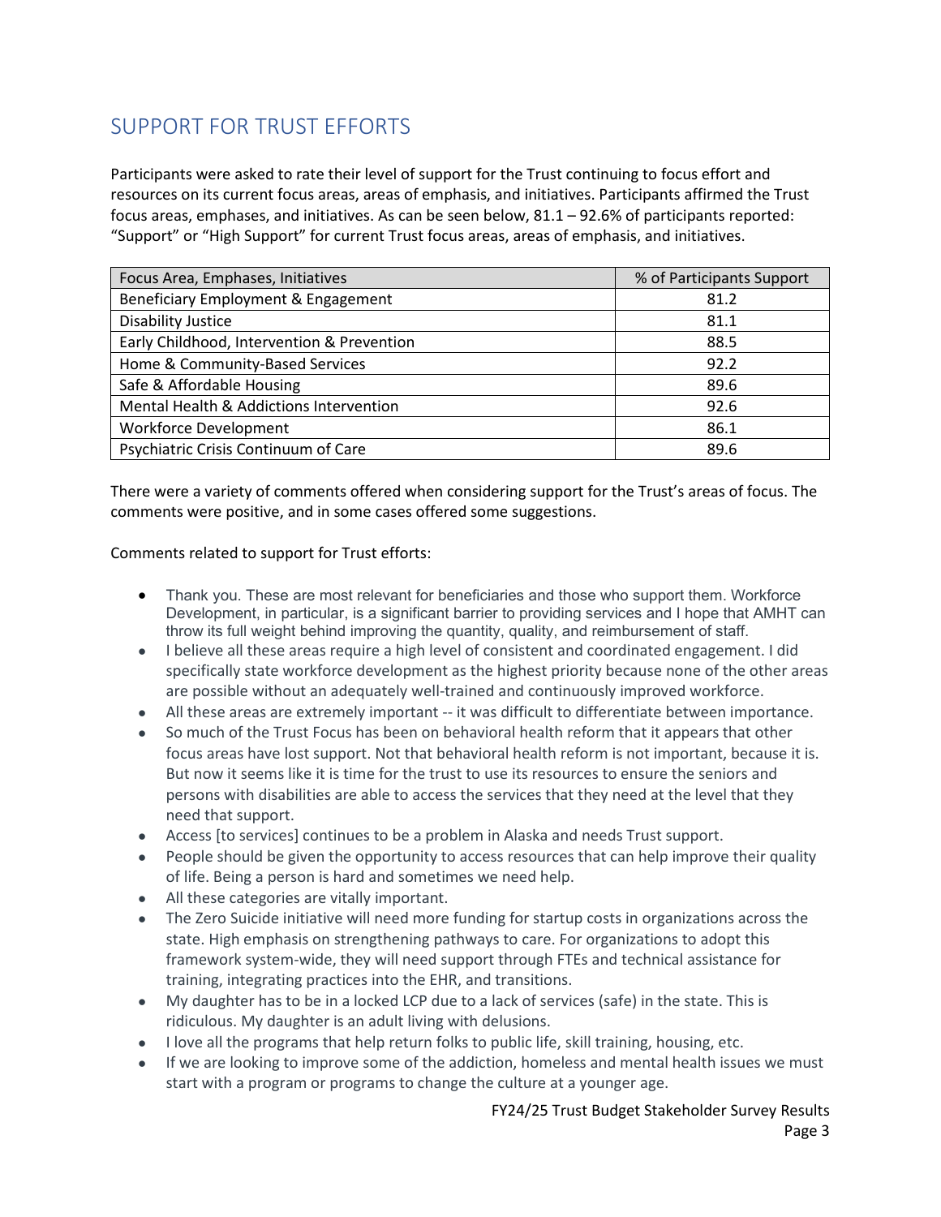## SUPPORT FOR TRUST EFFORTS

Participants were asked to rate their level of support for the Trust continuing to focus effort and resources on its current focus areas, areas of emphasis, and initiatives. Participants affirmed the Trust focus areas, emphases, and initiatives. As can be seen below, 81.1 – 92.6% of participants reported: "Support" or "High Support" for current Trust focus areas, areas of emphasis, and initiatives.

| Focus Area, Emphases, Initiatives | % of Participants Support |
| --- | --- |
| Beneficiary Employment & Engagement | 81.2 |
| Disability Justice | 81.1 |
| Early Childhood, Intervention & Prevention | 88.5 |
| Home & Community-Based Services | 92.2 |
| Safe & Affordable Housing | 89.6 |
| Mental Health & Addictions Intervention | 92.6 |
| Workforce Development | 86.1 |
| Psychiatric Crisis Continuum of Care | 89.6 |

There were a variety of comments offered when considering support for the Trust's areas of focus. The comments were positive, and in some cases offered some suggestions.

Comments related to support for Trust efforts:

- Thank you. These are most relevant for beneficiaries and those who support them. Workforce Development, in particular, is a significant barrier to providing services and I hope that AMHT can throw its full weight behind improving the quantity, quality, and reimbursement of staff.
- I believe all these areas require a high level of consistent and coordinated engagement. I did specifically state workforce development as the highest priority because none of the other areas are possible without an adequately well-trained and continuously improved workforce.
- All these areas are extremely important -- it was difficult to differentiate between importance.
- So much of the Trust Focus has been on behavioral health reform that it appears that other focus areas have lost support. Not that behavioral health reform is not important, because it is. But now it seems like it is time for the trust to use its resources to ensure the seniors and persons with disabilities are able to access the services that they need at the level that they need that support.
- Access [to services] continues to be a problem in Alaska and needs Trust support.
- People should be given the opportunity to access resources that can help improve their quality of life. Being a person is hard and sometimes we need help.
- All these categories are vitally important.
- The Zero Suicide initiative will need more funding for startup costs in organizations across the state. High emphasis on strengthening pathways to care. For organizations to adopt this framework system-wide, they will need support through FTEs and technical assistance for training, integrating practices into the EHR, and transitions.
- My daughter has to be in a locked LCP due to a lack of services (safe) in the state. This is ridiculous. My daughter is an adult living with delusions.
- I love all the programs that help return folks to public life, skill training, housing, etc.
- If we are looking to improve some of the addiction, homeless and mental health issues we must start with a program or programs to change the culture at a younger age.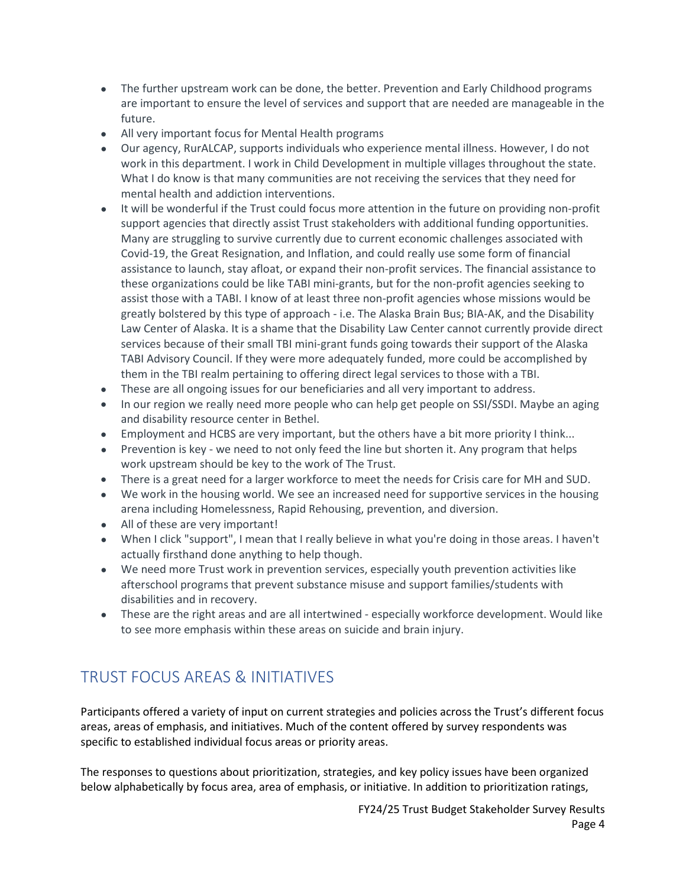- The further upstream work can be done, the better. Prevention and Early Childhood programs are important to ensure the level of services and support that are needed are manageable in the future.
- All very important focus for Mental Health programs
- Our agency, RurALCAP, supports individuals who experience mental illness. However, I do not work in this department. I work in Child Development in multiple villages throughout the state. What I do know is that many communities are not receiving the services that they need for mental health and addiction interventions.
- It will be wonderful if the Trust could focus more attention in the future on providing non-profit support agencies that directly assist Trust stakeholders with additional funding opportunities. Many are struggling to survive currently due to current economic challenges associated with Covid-19, the Great Resignation, and Inflation, and could really use some form of financial assistance to launch, stay afloat, or expand their non-profit services. The financial assistance to these organizations could be like TABI mini-grants, but for the non-profit agencies seeking to assist those with a TABI. I know of at least three non-profit agencies whose missions would be greatly bolstered by this type of approach - i.e. The Alaska Brain Bus; BIA-AK, and the Disability Law Center of Alaska. It is a shame that the Disability Law Center cannot currently provide direct services because of their small TBI mini-grant funds going towards their support of the Alaska TABI Advisory Council. If they were more adequately funded, more could be accomplished by them in the TBI realm pertaining to offering direct legal services to those with a TBI.
- These are all ongoing issues for our beneficiaries and all very important to address.
- In our region we really need more people who can help get people on SSI/SSDI. Maybe an aging and disability resource center in Bethel.
- Employment and HCBS are very important, but the others have a bit more priority I think...
- Prevention is key - we need to not only feed the line but shorten it. Any program that helps work upstream should be key to the work of The Trust.
- There is a great need for a larger workforce to meet the needs for Crisis care for MH and SUD.
- We work in the housing world. We see an increased need for supportive services in the housing arena including Homelessness, Rapid Rehousing, prevention, and diversion.
- All of these are very important!
- When I click "support", I mean that I really believe in what you're doing in those areas. I haven't actually firsthand done anything to help though.
- We need more Trust work in prevention services, especially youth prevention activities like afterschool programs that prevent substance misuse and support families/students with disabilities and in recovery.
- These are the right areas and are all intertwined - especially workforce development. Would like to see more emphasis within these areas on suicide and brain injury.

## TRUST FOCUS AREAS & INITIATIVES

Participants offered a variety of input on current strategies and policies across the Trust's different focus areas, areas of emphasis, and initiatives. Much of the content offered by survey respondents was specific to established individual focus areas or priority areas.

The responses to questions about prioritization, strategies, and key policy issues have been organized below alphabetically by focus area, area of emphasis, or initiative. In addition to prioritization ratings,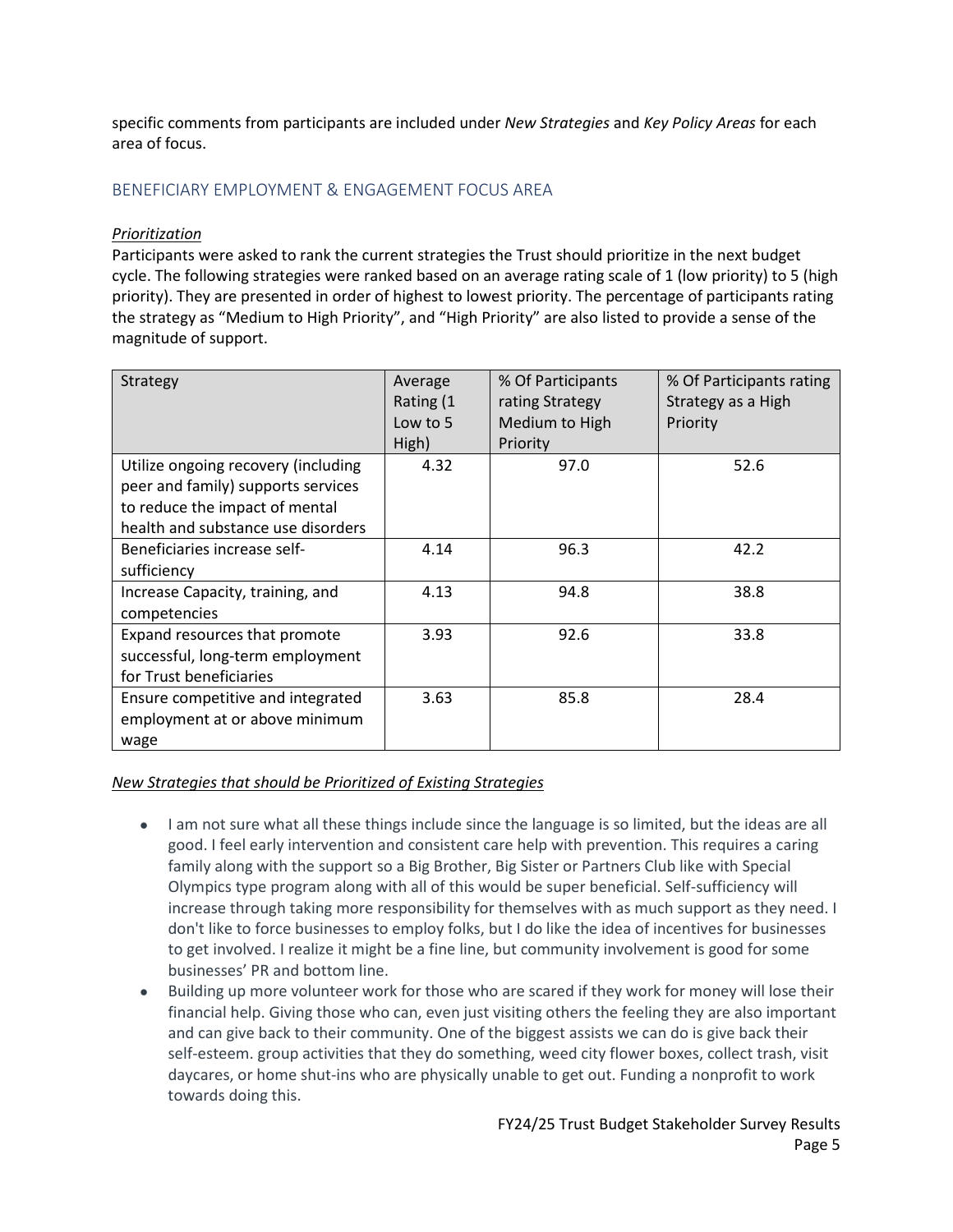specific comments from participants are included under *New Strategies* and *Key Policy Areas* for each area of focus.

## BENEFICIARY EMPLOYMENT & ENGAGEMENT FOCUS AREA

### *Prioritization*

Participants were asked to rank the current strategies the Trust should prioritize in the next budget cycle. The following strategies were ranked based on an average rating scale of 1 (low priority) to 5 (high priority). They are presented in order of highest to lowest priority. The percentage of participants rating the strategy as "Medium to High Priority", and "High Priority" are also listed to provide a sense of the magnitude of support.

| Strategy | Average Rating (1 Low to 5 High) | % Of Participants rating Strategy Medium to High Priority | % Of Participants rating Strategy as a High Priority |
|---|---|---|---|
| Utilize ongoing recovery (including peer and family) supports services to reduce the impact of mental health and substance use disorders | 4.32 | 97.0 | 52.6 |
| Beneficiaries increase self-sufficiency | 4.14 | 96.3 | 42.2 |
| Increase Capacity, training, and competencies | 4.13 | 94.8 | 38.8 |
| Expand resources that promote successful, long-term employment for Trust beneficiaries | 3.93 | 92.6 | 33.8 |
| Ensure competitive and integrated employment at or above minimum wage | 3.63 | 85.8 | 28.4 |

### *New Strategies that should be Prioritized of Existing Strategies*

- I am not sure what all these things include since the language is so limited, but the ideas are all good. I feel early intervention and consistent care help with prevention. This requires a caring family along with the support so a Big Brother, Big Sister or Partners Club like with Special Olympics type program along with all of this would be super beneficial. Self-sufficiency will increase through taking more responsibility for themselves with as much support as they need. I don't like to force businesses to employ folks, but I do like the idea of incentives for businesses to get involved. I realize it might be a fine line, but community involvement is good for some businesses' PR and bottom line.
- Building up more volunteer work for those who are scared if they work for money will lose their financial help. Giving those who can, even just visiting others the feeling they are also important and can give back to their community. One of the biggest assists we can do is give back their self-esteem. group activities that they do something, weed city flower boxes, collect trash, visit daycares, or home shut-ins who are physically unable to get out. Funding a nonprofit to work towards doing this.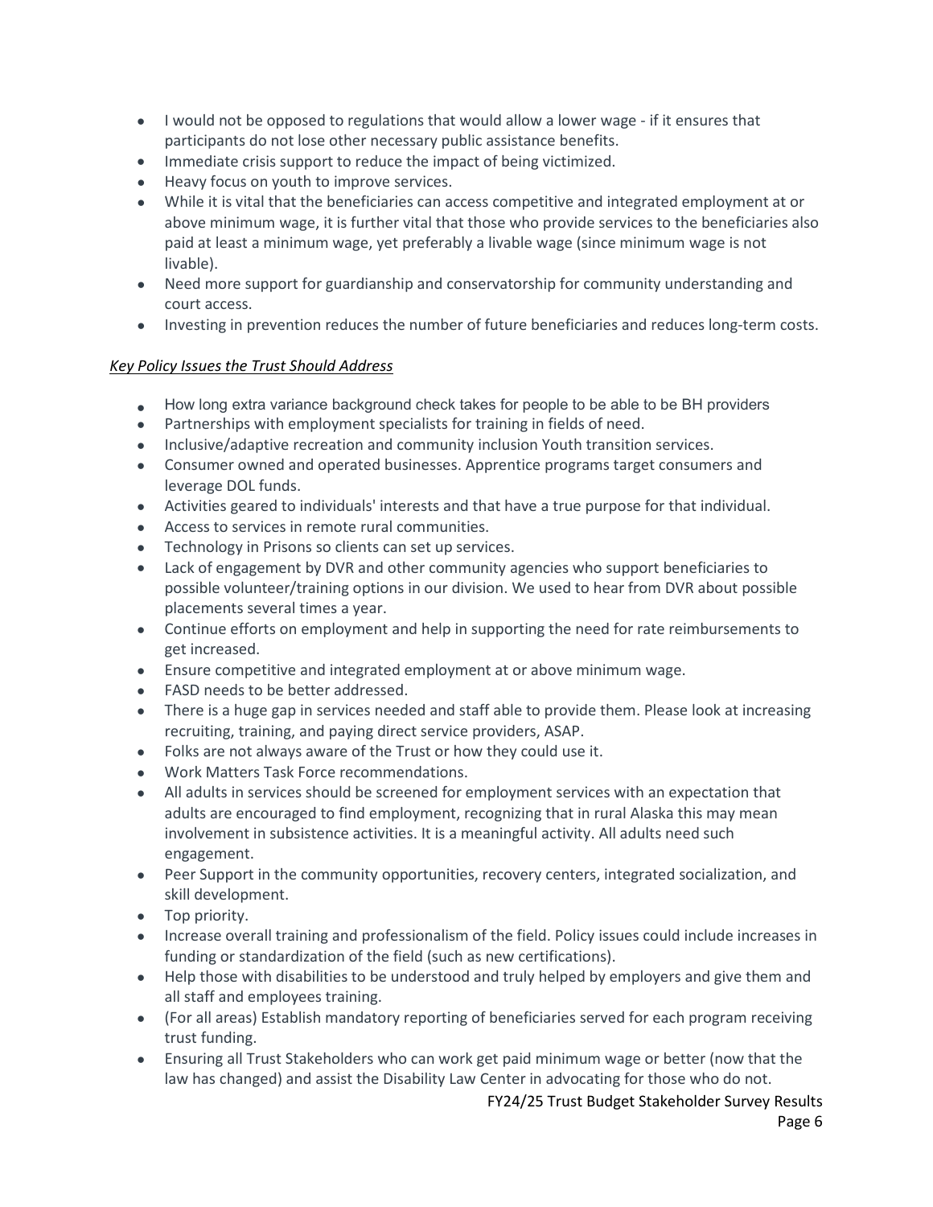- I would not be opposed to regulations that would allow a lower wage - if it ensures that participants do not lose other necessary public assistance benefits.
- Immediate crisis support to reduce the impact of being victimized.
- Heavy focus on youth to improve services.
- While it is vital that the beneficiaries can access competitive and integrated employment at or above minimum wage, it is further vital that those who provide services to the beneficiaries also paid at least a minimum wage, yet preferably a livable wage (since minimum wage is not livable).
- Need more support for guardianship and conservatorship for community understanding and court access.
- Investing in prevention reduces the number of future beneficiaries and reduces long-term costs.

*Key Policy Issues the Trust Should Address*

- How long extra variance background check takes for people to be able to be BH providers
- Partnerships with employment specialists for training in fields of need.
- Inclusive/adaptive recreation and community inclusion Youth transition services.
- Consumer owned and operated businesses. Apprentice programs target consumers and leverage DOL funds.
- Activities geared to individuals' interests and that have a true purpose for that individual.
- Access to services in remote rural communities.
- Technology in Prisons so clients can set up services.
- Lack of engagement by DVR and other community agencies who support beneficiaries to possible volunteer/training options in our division. We used to hear from DVR about possible placements several times a year.
- Continue efforts on employment and help in supporting the need for rate reimbursements to get increased.
- Ensure competitive and integrated employment at or above minimum wage.
- FASD needs to be better addressed.
- There is a huge gap in services needed and staff able to provide them. Please look at increasing recruiting, training, and paying direct service providers, ASAP.
- Folks are not always aware of the Trust or how they could use it.
- Work Matters Task Force recommendations.
- All adults in services should be screened for employment services with an expectation that adults are encouraged to find employment, recognizing that in rural Alaska this may mean involvement in subsistence activities. It is a meaningful activity. All adults need such engagement.
- Peer Support in the community opportunities, recovery centers, integrated socialization, and skill development.
- Top priority.
- Increase overall training and professionalism of the field. Policy issues could include increases in funding or standardization of the field (such as new certifications).
- Help those with disabilities to be understood and truly helped by employers and give them and all staff and employees training.
- (For all areas) Establish mandatory reporting of beneficiaries served for each program receiving trust funding.
- Ensuring all Trust Stakeholders who can work get paid minimum wage or better (now that the law has changed) and assist the Disability Law Center in advocating for those who do not.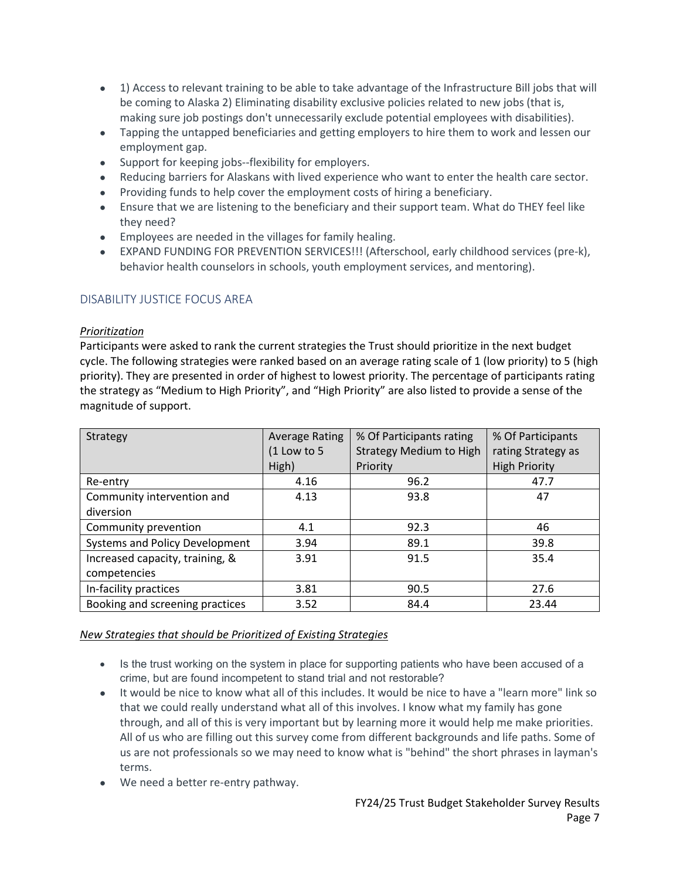- 1) Access to relevant training to be able to take advantage of the Infrastructure Bill jobs that will be coming to Alaska 2) Eliminating disability exclusive policies related to new jobs (that is, making sure job postings don't unnecessarily exclude potential employees with disabilities).
- Tapping the untapped beneficiaries and getting employers to hire them to work and lessen our employment gap.
- Support for keeping jobs--flexibility for employers.
- Reducing barriers for Alaskans with lived experience who want to enter the health care sector.
- Providing funds to help cover the employment costs of hiring a beneficiary.
- Ensure that we are listening to the beneficiary and their support team. What do THEY feel like they need?
- Employees are needed in the villages for family healing.
- EXPAND FUNDING FOR PREVENTION SERVICES!!! (Afterschool, early childhood services (pre-k), behavior health counselors in schools, youth employment services, and mentoring).

## DISABILITY JUSTICE FOCUS AREA

*Prioritization*

Participants were asked to rank the current strategies the Trust should prioritize in the next budget cycle. The following strategies were ranked based on an average rating scale of 1 (low priority) to 5 (high priority). They are presented in order of highest to lowest priority. The percentage of participants rating the strategy as "Medium to High Priority", and "High Priority" are also listed to provide a sense of the magnitude of support.

| Strategy | Average Rating (1 Low to 5 High) | % Of Participants rating Strategy Medium to High Priority | % Of Participants rating Strategy as High Priority |
|---|---|---|---|
| Re-entry | 4.16 | 96.2 | 47.7 |
| Community intervention and diversion | 4.13 | 93.8 | 47 |
| Community prevention | 4.1 | 92.3 | 46 |
| Systems and Policy Development | 3.94 | 89.1 | 39.8 |
| Increased capacity, training, & competencies | 3.91 | 91.5 | 35.4 |
| In-facility practices | 3.81 | 90.5 | 27.6 |
| Booking and screening practices | 3.52 | 84.4 | 23.44 |

*New Strategies that should be Prioritized of Existing Strategies*

- Is the trust working on the system in place for supporting patients who have been accused of a crime, but are found incompetent to stand trial and not restorable?
- It would be nice to know what all of this includes. It would be nice to have a "learn more" link so that we could really understand what all of this involves. I know what my family has gone through, and all of this is very important but by learning more it would help me make priorities. All of us who are filling out this survey come from different backgrounds and life paths. Some of us are not professionals so we may need to know what is "behind" the short phrases in layman's terms.
- We need a better re-entry pathway.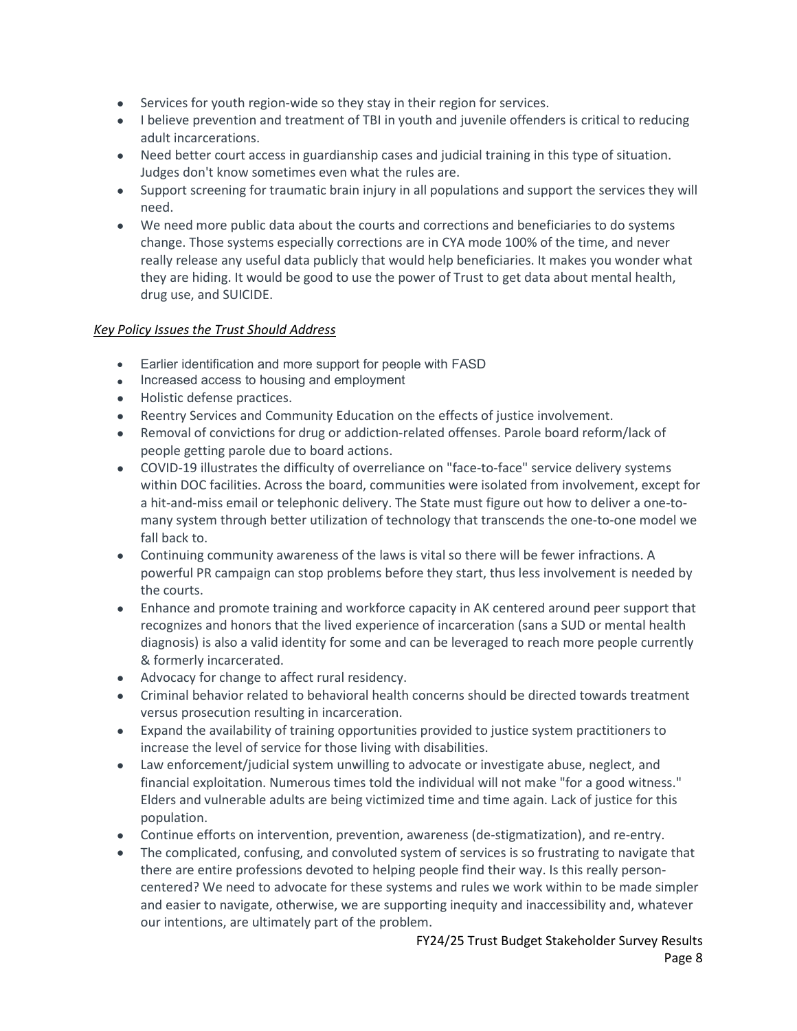- Services for youth region-wide so they stay in their region for services.
- I believe prevention and treatment of TBI in youth and juvenile offenders is critical to reducing adult incarcerations.
- Need better court access in guardianship cases and judicial training in this type of situation. Judges don't know sometimes even what the rules are.
- Support screening for traumatic brain injury in all populations and support the services they will need.
- We need more public data about the courts and corrections and beneficiaries to do systems change. Those systems especially corrections are in CYA mode 100% of the time, and never really release any useful data publicly that would help beneficiaries. It makes you wonder what they are hiding. It would be good to use the power of Trust to get data about mental health, drug use, and SUICIDE.

*Key Policy Issues the Trust Should Address*

- Earlier identification and more support for people with FASD
- Increased access to housing and employment
- Holistic defense practices.
- Reentry Services and Community Education on the effects of justice involvement.
- Removal of convictions for drug or addiction-related offenses. Parole board reform/lack of people getting parole due to board actions.
- COVID-19 illustrates the difficulty of overreliance on "face-to-face" service delivery systems within DOC facilities. Across the board, communities were isolated from involvement, except for a hit-and-miss email or telephonic delivery. The State must figure out how to deliver a one-to-many system through better utilization of technology that transcends the one-to-one model we fall back to.
- Continuing community awareness of the laws is vital so there will be fewer infractions. A powerful PR campaign can stop problems before they start, thus less involvement is needed by the courts.
- Enhance and promote training and workforce capacity in AK centered around peer support that recognizes and honors that the lived experience of incarceration (sans a SUD or mental health diagnosis) is also a valid identity for some and can be leveraged to reach more people currently & formerly incarcerated.
- Advocacy for change to affect rural residency.
- Criminal behavior related to behavioral health concerns should be directed towards treatment versus prosecution resulting in incarceration.
- Expand the availability of training opportunities provided to justice system practitioners to increase the level of service for those living with disabilities.
- Law enforcement/judicial system unwilling to advocate or investigate abuse, neglect, and financial exploitation. Numerous times told the individual will not make "for a good witness." Elders and vulnerable adults are being victimized time and time again. Lack of justice for this population.
- Continue efforts on intervention, prevention, awareness (de-stigmatization), and re-entry.
- The complicated, confusing, and convoluted system of services is so frustrating to navigate that there are entire professions devoted to helping people find their way. Is this really person-centered? We need to advocate for these systems and rules we work within to be made simpler and easier to navigate, otherwise, we are supporting inequity and inaccessibility and, whatever our intentions, are ultimately part of the problem.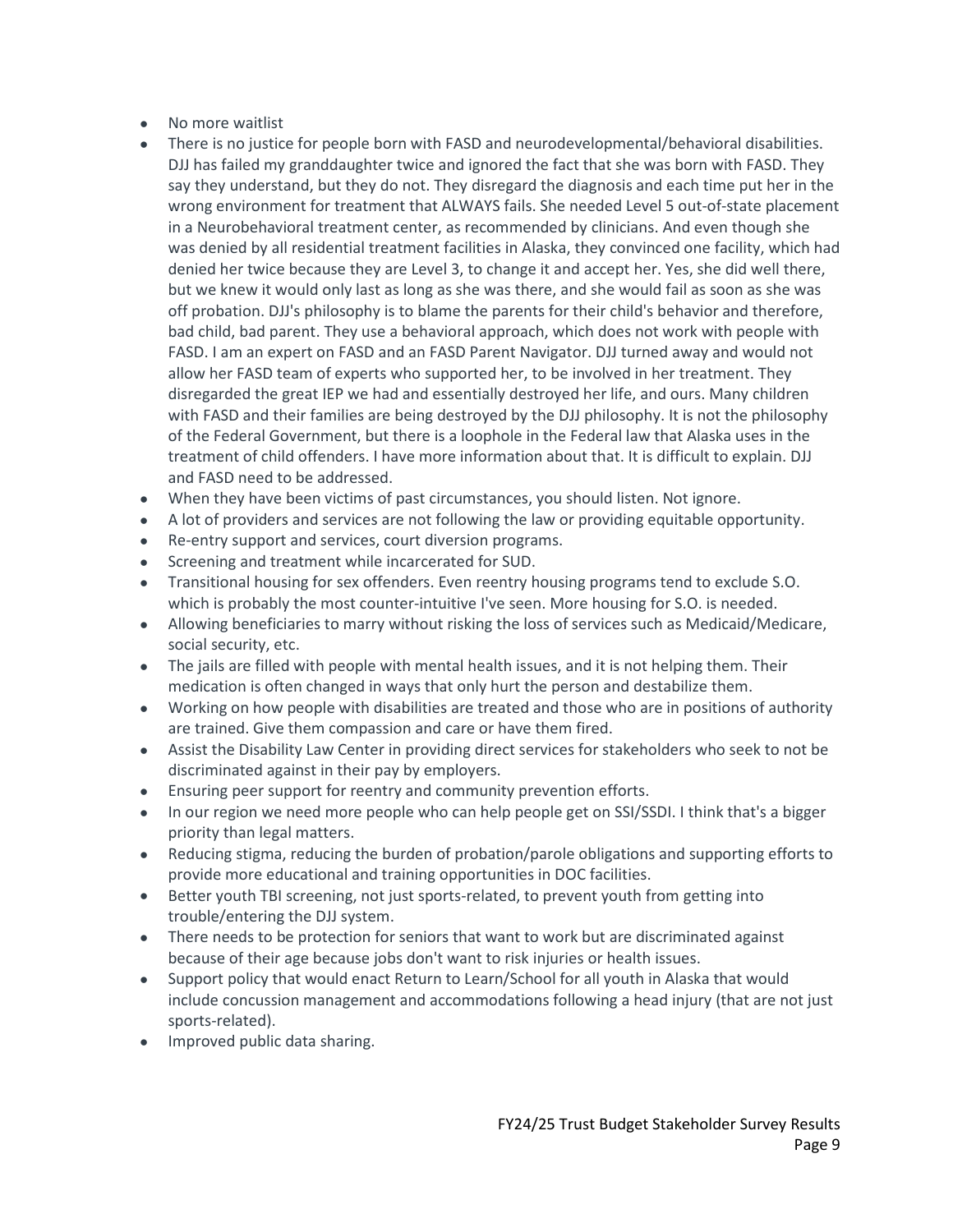- No more waitlist
- There is no justice for people born with FASD and neurodevelopmental/behavioral disabilities. DJJ has failed my granddaughter twice and ignored the fact that she was born with FASD. They say they understand, but they do not. They disregard the diagnosis and each time put her in the wrong environment for treatment that ALWAYS fails. She needed Level 5 out-of-state placement in a Neurobehavioral treatment center, as recommended by clinicians. And even though she was denied by all residential treatment facilities in Alaska, they convinced one facility, which had denied her twice because they are Level 3, to change it and accept her. Yes, she did well there, but we knew it would only last as long as she was there, and she would fail as soon as she was off probation. DJJ's philosophy is to blame the parents for their child's behavior and therefore, bad child, bad parent. They use a behavioral approach, which does not work with people with FASD. I am an expert on FASD and an FASD Parent Navigator. DJJ turned away and would not allow her FASD team of experts who supported her, to be involved in her treatment. They disregarded the great IEP we had and essentially destroyed her life, and ours. Many children with FASD and their families are being destroyed by the DJJ philosophy. It is not the philosophy of the Federal Government, but there is a loophole in the Federal law that Alaska uses in the treatment of child offenders. I have more information about that. It is difficult to explain. DJJ and FASD need to be addressed.
- When they have been victims of past circumstances, you should listen. Not ignore.
- A lot of providers and services are not following the law or providing equitable opportunity.
- Re-entry support and services, court diversion programs.
- Screening and treatment while incarcerated for SUD.
- Transitional housing for sex offenders. Even reentry housing programs tend to exclude S.O. which is probably the most counter-intuitive I've seen. More housing for S.O. is needed.
- Allowing beneficiaries to marry without risking the loss of services such as Medicaid/Medicare, social security, etc.
- The jails are filled with people with mental health issues, and it is not helping them. Their medication is often changed in ways that only hurt the person and destabilize them.
- Working on how people with disabilities are treated and those who are in positions of authority are trained. Give them compassion and care or have them fired.
- Assist the Disability Law Center in providing direct services for stakeholders who seek to not be discriminated against in their pay by employers.
- Ensuring peer support for reentry and community prevention efforts.
- In our region we need more people who can help people get on SSI/SSDI. I think that's a bigger priority than legal matters.
- Reducing stigma, reducing the burden of probation/parole obligations and supporting efforts to provide more educational and training opportunities in DOC facilities.
- Better youth TBI screening, not just sports-related, to prevent youth from getting into trouble/entering the DJJ system.
- There needs to be protection for seniors that want to work but are discriminated against because of their age because jobs don't want to risk injuries or health issues.
- Support policy that would enact Return to Learn/School for all youth in Alaska that would include concussion management and accommodations following a head injury (that are not just sports-related).
- Improved public data sharing.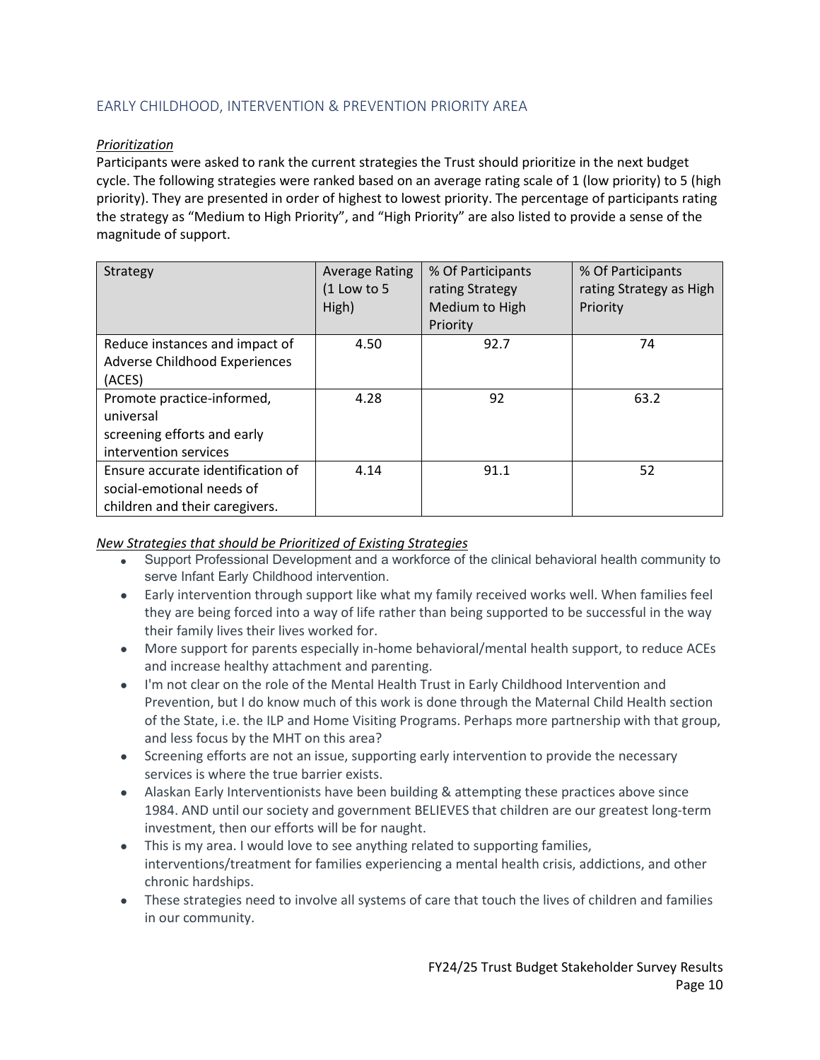## EARLY CHILDHOOD, INTERVENTION & PREVENTION PRIORITY AREA

***Prioritization***

Participants were asked to rank the current strategies the Trust should prioritize in the next budget cycle. The following strategies were ranked based on an average rating scale of 1 (low priority) to 5 (high priority). They are presented in order of highest to lowest priority. The percentage of participants rating the strategy as "Medium to High Priority", and "High Priority" are also listed to provide a sense of the magnitude of support.

| Strategy | Average Rating (1 Low to 5 High) | % Of Participants rating Strategy Medium to High Priority | % Of Participants rating Strategy as High Priority |
|---|---|---|---|
| Reduce instances and impact of Adverse Childhood Experiences (ACES) | 4.50 | 92.7 | 74 |
| Promote practice-informed, universal screening efforts and early intervention services | 4.28 | 92 | 63.2 |
| Ensure accurate identification of social-emotional needs of children and their caregivers. | 4.14 | 91.1 | 52 |

***New Strategies that should be Prioritized of Existing Strategies***

- Support Professional Development and a workforce of the clinical behavioral health community to serve Infant Early Childhood intervention.
- Early intervention through support like what my family received works well. When families feel they are being forced into a way of life rather than being supported to be successful in the way their family lives their lives worked for.
- More support for parents especially in-home behavioral/mental health support, to reduce ACEs and increase healthy attachment and parenting.
- I'm not clear on the role of the Mental Health Trust in Early Childhood Intervention and Prevention, but I do know much of this work is done through the Maternal Child Health section of the State, i.e. the ILP and Home Visiting Programs. Perhaps more partnership with that group, and less focus by the MHT on this area?
- Screening efforts are not an issue, supporting early intervention to provide the necessary services is where the true barrier exists.
- Alaskan Early Interventionists have been building & attempting these practices above since 1984. AND until our society and government BELIEVES that children are our greatest long-term investment, then our efforts will be for naught.
- This is my area. I would love to see anything related to supporting families, interventions/treatment for families experiencing a mental health crisis, addictions, and other chronic hardships.
- These strategies need to involve all systems of care that touch the lives of children and families in our community.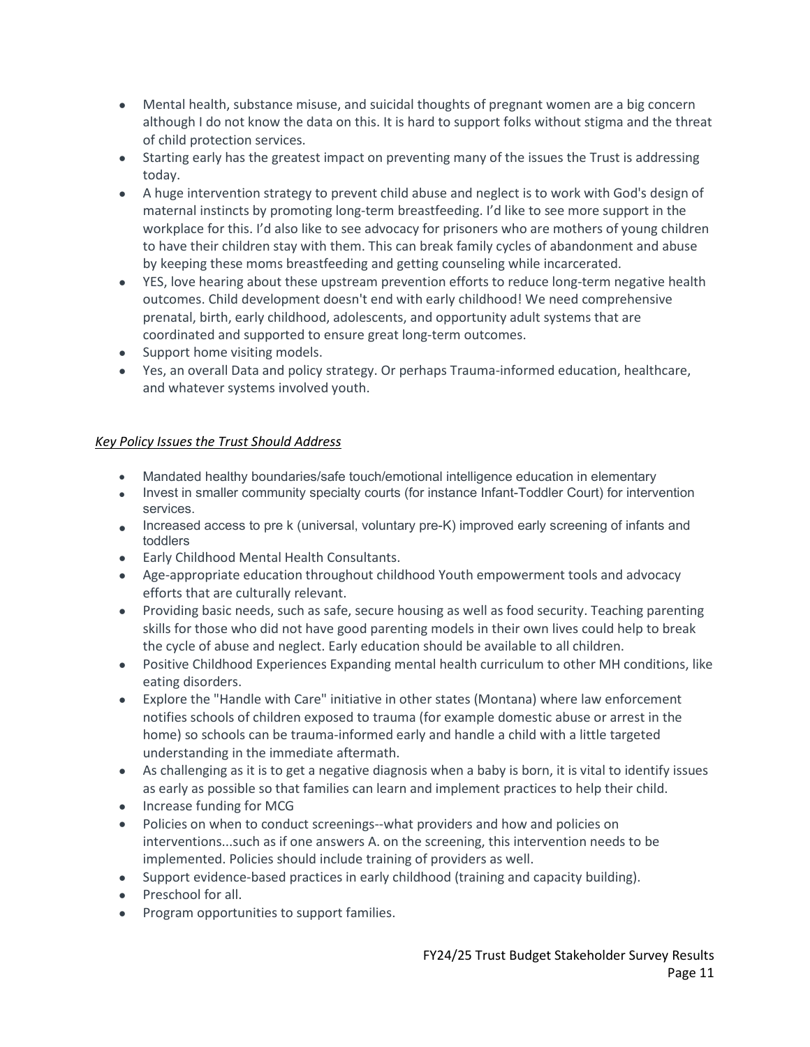- Mental health, substance misuse, and suicidal thoughts of pregnant women are a big concern although I do not know the data on this. It is hard to support folks without stigma and the threat of child protection services.
- Starting early has the greatest impact on preventing many of the issues the Trust is addressing today.
- A huge intervention strategy to prevent child abuse and neglect is to work with God's design of maternal instincts by promoting long-term breastfeeding. I'd like to see more support in the workplace for this. I'd also like to see advocacy for prisoners who are mothers of young children to have their children stay with them. This can break family cycles of abandonment and abuse by keeping these moms breastfeeding and getting counseling while incarcerated.
- YES, love hearing about these upstream prevention efforts to reduce long-term negative health outcomes. Child development doesn't end with early childhood! We need comprehensive prenatal, birth, early childhood, adolescents, and opportunity adult systems that are coordinated and supported to ensure great long-term outcomes.
- Support home visiting models.
- Yes, an overall Data and policy strategy. Or perhaps Trauma-informed education, healthcare, and whatever systems involved youth.

*Key Policy Issues the Trust Should Address*

- Mandated healthy boundaries/safe touch/emotional intelligence education in elementary
- Invest in smaller community specialty courts (for instance Infant-Toddler Court) for intervention services.
- Increased access to pre k (universal, voluntary pre-K) improved early screening of infants and toddlers
- Early Childhood Mental Health Consultants.
- Age-appropriate education throughout childhood Youth empowerment tools and advocacy efforts that are culturally relevant.
- Providing basic needs, such as safe, secure housing as well as food security. Teaching parenting skills for those who did not have good parenting models in their own lives could help to break the cycle of abuse and neglect. Early education should be available to all children.
- Positive Childhood Experiences Expanding mental health curriculum to other MH conditions, like eating disorders.
- Explore the "Handle with Care" initiative in other states (Montana) where law enforcement notifies schools of children exposed to trauma (for example domestic abuse or arrest in the home) so schools can be trauma-informed early and handle a child with a little targeted understanding in the immediate aftermath.
- As challenging as it is to get a negative diagnosis when a baby is born, it is vital to identify issues as early as possible so that families can learn and implement practices to help their child.
- Increase funding for MCG
- Policies on when to conduct screenings--what providers and how and policies on interventions...such as if one answers A. on the screening, this intervention needs to be implemented. Policies should include training of providers as well.
- Support evidence-based practices in early childhood (training and capacity building).
- Preschool for all.
- Program opportunities to support families.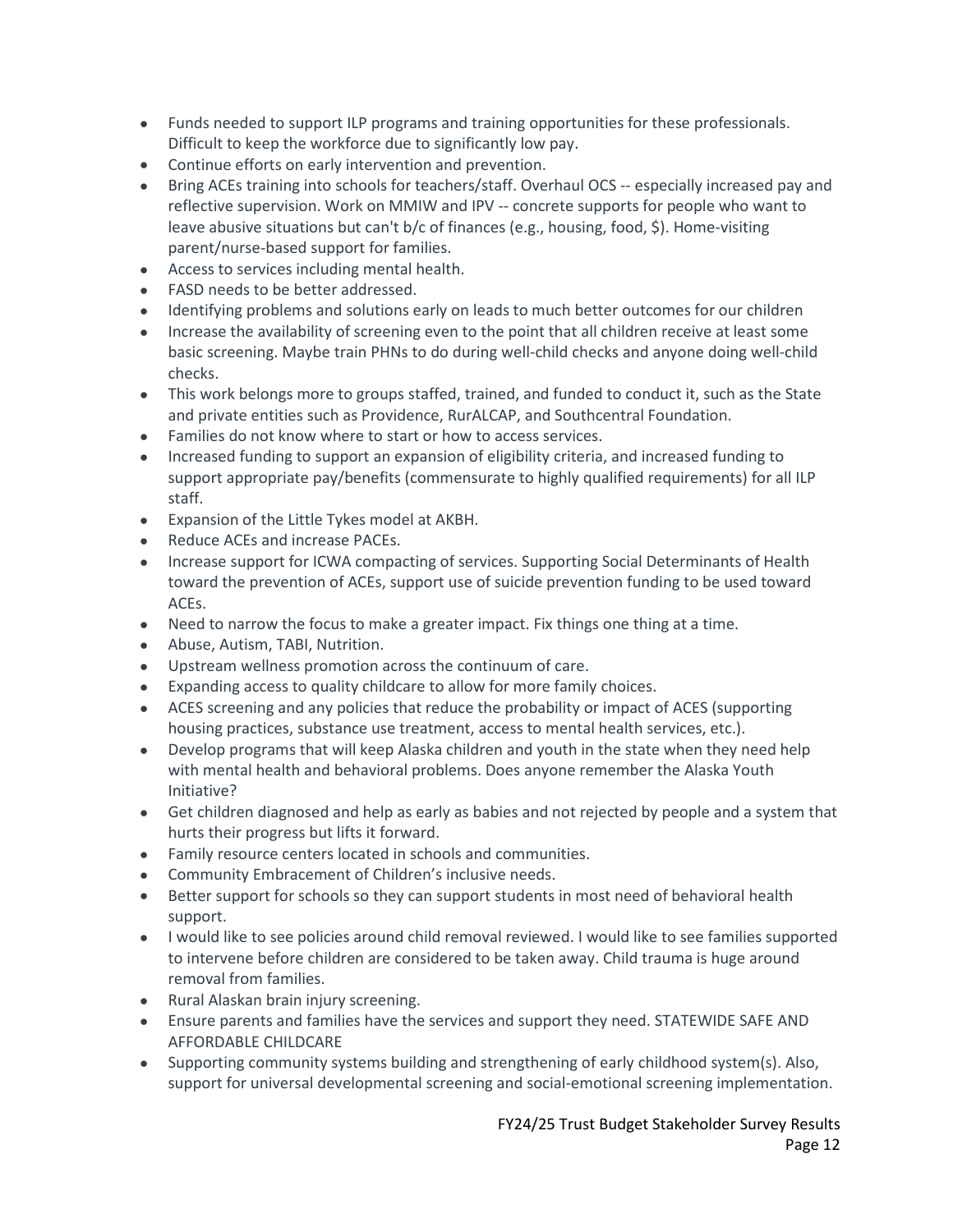- Funds needed to support ILP programs and training opportunities for these professionals. Difficult to keep the workforce due to significantly low pay.
- Continue efforts on early intervention and prevention.
- Bring ACEs training into schools for teachers/staff. Overhaul OCS -- especially increased pay and reflective supervision. Work on MMIW and IPV -- concrete supports for people who want to leave abusive situations but can't b/c of finances (e.g., housing, food, $). Home-visiting parent/nurse-based support for families.
- Access to services including mental health.
- FASD needs to be better addressed.
- Identifying problems and solutions early on leads to much better outcomes for our children
- Increase the availability of screening even to the point that all children receive at least some basic screening. Maybe train PHNs to do during well-child checks and anyone doing well-child checks.
- This work belongs more to groups staffed, trained, and funded to conduct it, such as the State and private entities such as Providence, RurALCAP, and Southcentral Foundation.
- Families do not know where to start or how to access services.
- Increased funding to support an expansion of eligibility criteria, and increased funding to support appropriate pay/benefits (commensurate to highly qualified requirements) for all ILP staff.
- Expansion of the Little Tykes model at AKBH.
- Reduce ACEs and increase PACEs.
- Increase support for ICWA compacting of services. Supporting Social Determinants of Health toward the prevention of ACEs, support use of suicide prevention funding to be used toward ACEs.
- Need to narrow the focus to make a greater impact. Fix things one thing at a time.
- Abuse, Autism, TABI, Nutrition.
- Upstream wellness promotion across the continuum of care.
- Expanding access to quality childcare to allow for more family choices.
- ACES screening and any policies that reduce the probability or impact of ACES (supporting housing practices, substance use treatment, access to mental health services, etc.).
- Develop programs that will keep Alaska children and youth in the state when they need help with mental health and behavioral problems. Does anyone remember the Alaska Youth Initiative?
- Get children diagnosed and help as early as babies and not rejected by people and a system that hurts their progress but lifts it forward.
- Family resource centers located in schools and communities.
- Community Embracement of Children's inclusive needs.
- Better support for schools so they can support students in most need of behavioral health support.
- I would like to see policies around child removal reviewed. I would like to see families supported to intervene before children are considered to be taken away. Child trauma is huge around removal from families.
- Rural Alaskan brain injury screening.
- Ensure parents and families have the services and support they need. STATEWIDE SAFE AND AFFORDABLE CHILDCARE
- Supporting community systems building and strengthening of early childhood system(s). Also, support for universal developmental screening and social-emotional screening implementation.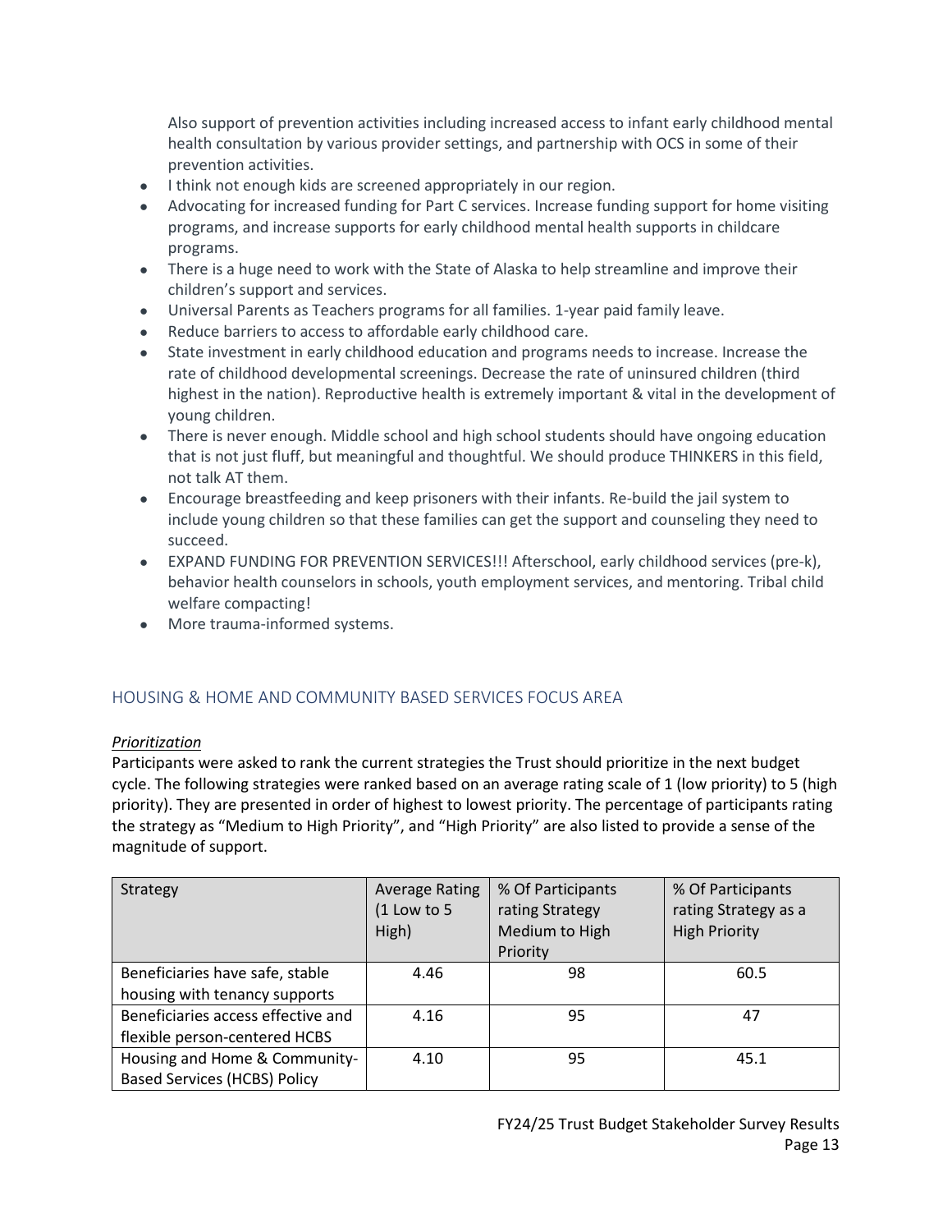Also support of prevention activities including increased access to infant early childhood mental health consultation by various provider settings, and partnership with OCS in some of their prevention activities.

- I think not enough kids are screened appropriately in our region.
- Advocating for increased funding for Part C services. Increase funding support for home visiting programs, and increase supports for early childhood mental health supports in childcare programs.
- There is a huge need to work with the State of Alaska to help streamline and improve their children's support and services.
- Universal Parents as Teachers programs for all families. 1-year paid family leave.
- Reduce barriers to access to affordable early childhood care.
- State investment in early childhood education and programs needs to increase. Increase the rate of childhood developmental screenings. Decrease the rate of uninsured children (third highest in the nation). Reproductive health is extremely important & vital in the development of young children.
- There is never enough. Middle school and high school students should have ongoing education that is not just fluff, but meaningful and thoughtful. We should produce THINKERS in this field, not talk AT them.
- Encourage breastfeeding and keep prisoners with their infants. Re-build the jail system to include young children so that these families can get the support and counseling they need to succeed.
- EXPAND FUNDING FOR PREVENTION SERVICES!!! Afterschool, early childhood services (pre-k), behavior health counselors in schools, youth employment services, and mentoring. Tribal child welfare compacting!
- More trauma-informed systems.

## HOUSING & HOME AND COMMUNITY BASED SERVICES FOCUS AREA

*Prioritization*

Participants were asked to rank the current strategies the Trust should prioritize in the next budget cycle. The following strategies were ranked based on an average rating scale of 1 (low priority) to 5 (high priority). They are presented in order of highest to lowest priority. The percentage of participants rating the strategy as "Medium to High Priority", and "High Priority" are also listed to provide a sense of the magnitude of support.

| Strategy | Average Rating (1 Low to 5 High) | % Of Participants rating Strategy Medium to High Priority | % Of Participants rating Strategy as a High Priority |
|---|---|---|---|
| Beneficiaries have safe, stable housing with tenancy supports | 4.46 | 98 | 60.5 |
| Beneficiaries access effective and flexible person-centered HCBS | 4.16 | 95 | 47 |
| Housing and Home & Community-Based Services (HCBS) Policy | 4.10 | 95 | 45.1 |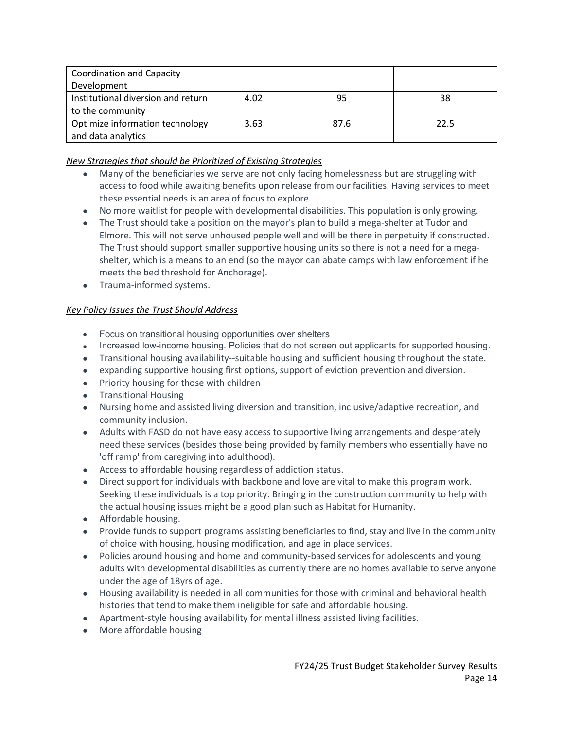| | | | |
|---|---|---|---|
| Coordination and Capacity Development | | | |
| Institutional diversion and return to the community | 4.02 | 95 | 38 |
| Optimize information technology and data analytics | 3.63 | 87.6 | 22.5 |

*New Strategies that should be Prioritized of Existing Strategies*

- Many of the beneficiaries we serve are not only facing homelessness but are struggling with access to food while awaiting benefits upon release from our facilities. Having services to meet these essential needs is an area of focus to explore.
- No more waitlist for people with developmental disabilities. This population is only growing.
- The Trust should take a position on the mayor's plan to build a mega-shelter at Tudor and Elmore. This will not serve unhoused people well and will be there in perpetuity if constructed. The Trust should support smaller supportive housing units so there is not a need for a mega-shelter, which is a means to an end (so the mayor can abate camps with law enforcement if he meets the bed threshold for Anchorage).
- Trauma-informed systems.

*Key Policy Issues the Trust Should Address*

- Focus on transitional housing opportunities over shelters
- Increased low-income housing. Policies that do not screen out applicants for supported housing.
- Transitional housing availability--suitable housing and sufficient housing throughout the state.
- expanding supportive housing first options, support of eviction prevention and diversion.
- Priority housing for those with children
- Transitional Housing
- Nursing home and assisted living diversion and transition, inclusive/adaptive recreation, and community inclusion.
- Adults with FASD do not have easy access to supportive living arrangements and desperately need these services (besides those being provided by family members who essentially have no 'off ramp' from caregiving into adulthood).
- Access to affordable housing regardless of addiction status.
- Direct support for individuals with backbone and love are vital to make this program work. Seeking these individuals is a top priority. Bringing in the construction community to help with the actual housing issues might be a good plan such as Habitat for Humanity.
- Affordable housing.
- Provide funds to support programs assisting beneficiaries to find, stay and live in the community of choice with housing, housing modification, and age in place services.
- Policies around housing and home and community-based services for adolescents and young adults with developmental disabilities as currently there are no homes available to serve anyone under the age of 18yrs of age.
- Housing availability is needed in all communities for those with criminal and behavioral health histories that tend to make them ineligible for safe and affordable housing.
- Apartment-style housing availability for mental illness assisted living facilities.
- More affordable housing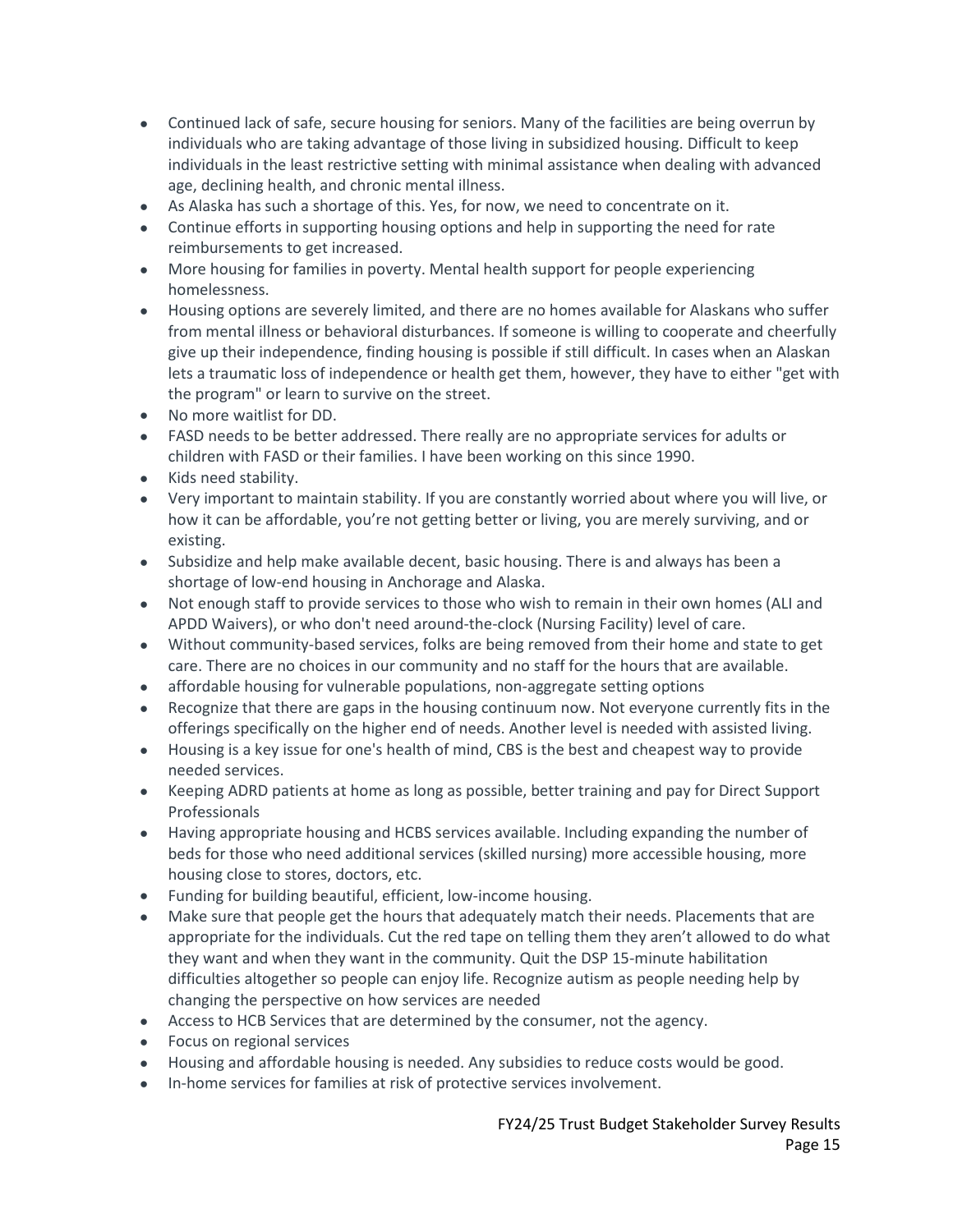- Continued lack of safe, secure housing for seniors. Many of the facilities are being overrun by individuals who are taking advantage of those living in subsidized housing. Difficult to keep individuals in the least restrictive setting with minimal assistance when dealing with advanced age, declining health, and chronic mental illness.
- As Alaska has such a shortage of this. Yes, for now, we need to concentrate on it.
- Continue efforts in supporting housing options and help in supporting the need for rate reimbursements to get increased.
- More housing for families in poverty. Mental health support for people experiencing homelessness.
- Housing options are severely limited, and there are no homes available for Alaskans who suffer from mental illness or behavioral disturbances. If someone is willing to cooperate and cheerfully give up their independence, finding housing is possible if still difficult. In cases when an Alaskan lets a traumatic loss of independence or health get them, however, they have to either "get with the program" or learn to survive on the street.
- No more waitlist for DD.
- FASD needs to be better addressed. There really are no appropriate services for adults or children with FASD or their families. I have been working on this since 1990.
- Kids need stability.
- Very important to maintain stability. If you are constantly worried about where you will live, or how it can be affordable, you're not getting better or living, you are merely surviving, and or existing.
- Subsidize and help make available decent, basic housing. There is and always has been a shortage of low-end housing in Anchorage and Alaska.
- Not enough staff to provide services to those who wish to remain in their own homes (ALI and APDD Waivers), or who don't need around-the-clock (Nursing Facility) level of care.
- Without community-based services, folks are being removed from their home and state to get care. There are no choices in our community and no staff for the hours that are available.
- affordable housing for vulnerable populations, non-aggregate setting options
- Recognize that there are gaps in the housing continuum now. Not everyone currently fits in the offerings specifically on the higher end of needs. Another level is needed with assisted living.
- Housing is a key issue for one's health of mind, CBS is the best and cheapest way to provide needed services.
- Keeping ADRD patients at home as long as possible, better training and pay for Direct Support Professionals
- Having appropriate housing and HCBS services available. Including expanding the number of beds for those who need additional services (skilled nursing) more accessible housing, more housing close to stores, doctors, etc.
- Funding for building beautiful, efficient, low-income housing.
- Make sure that people get the hours that adequately match their needs. Placements that are appropriate for the individuals. Cut the red tape on telling them they aren't allowed to do what they want and when they want in the community. Quit the DSP 15-minute habilitation difficulties altogether so people can enjoy life. Recognize autism as people needing help by changing the perspective on how services are needed
- Access to HCB Services that are determined by the consumer, not the agency.
- Focus on regional services
- Housing and affordable housing is needed. Any subsidies to reduce costs would be good.
- In-home services for families at risk of protective services involvement.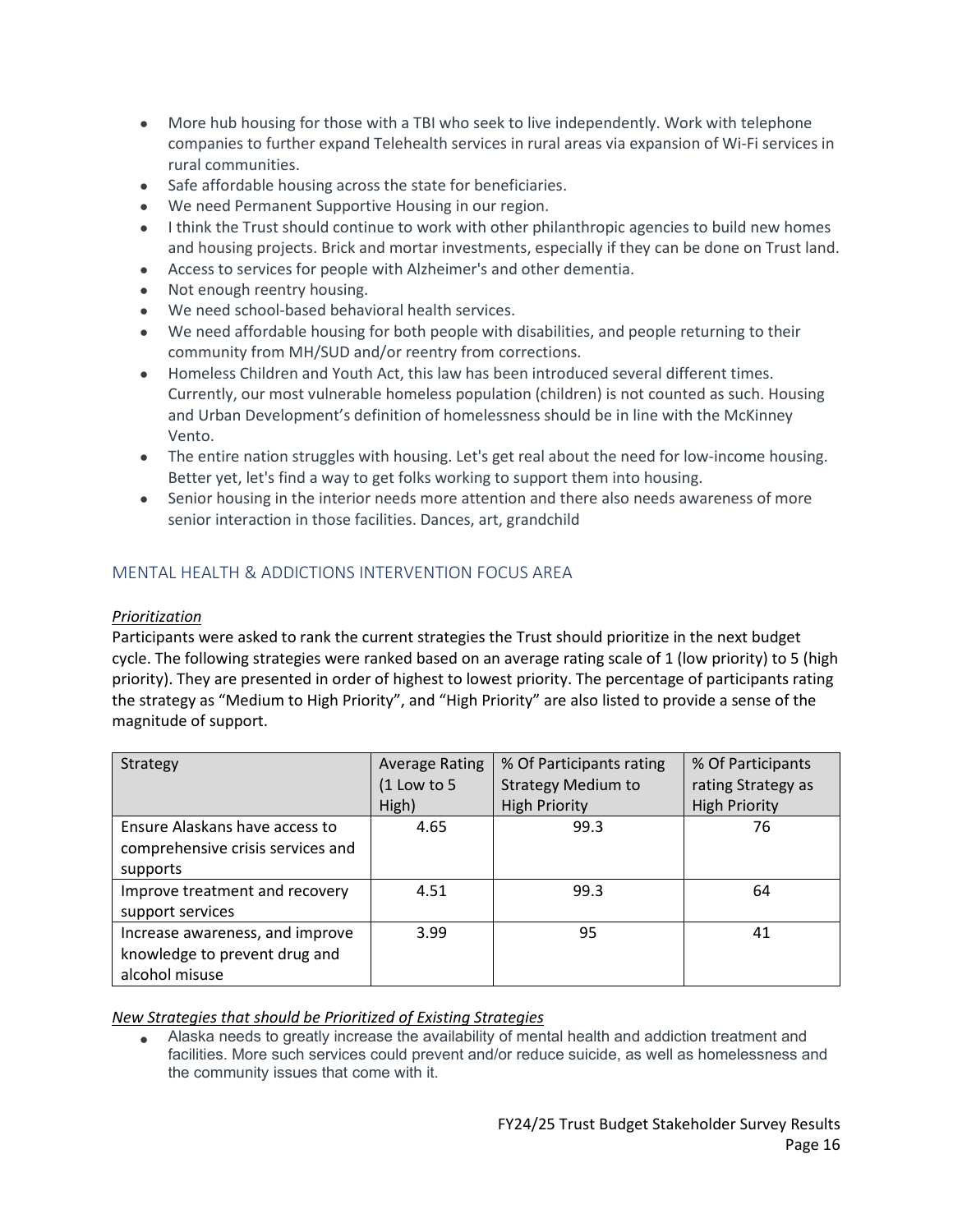- More hub housing for those with a TBI who seek to live independently. Work with telephone companies to further expand Telehealth services in rural areas via expansion of Wi-Fi services in rural communities.
- Safe affordable housing across the state for beneficiaries.
- We need Permanent Supportive Housing in our region.
- I think the Trust should continue to work with other philanthropic agencies to build new homes and housing projects. Brick and mortar investments, especially if they can be done on Trust land.
- Access to services for people with Alzheimer's and other dementia.
- Not enough reentry housing.
- We need school-based behavioral health services.
- We need affordable housing for both people with disabilities, and people returning to their community from MH/SUD and/or reentry from corrections.
- Homeless Children and Youth Act, this law has been introduced several different times. Currently, our most vulnerable homeless population (children) is not counted as such. Housing and Urban Development's definition of homelessness should be in line with the McKinney Vento.
- The entire nation struggles with housing. Let's get real about the need for low-income housing. Better yet, let's find a way to get folks working to support them into housing.
- Senior housing in the interior needs more attention and there also needs awareness of more senior interaction in those facilities. Dances, art, grandchild

## MENTAL HEALTH & ADDICTIONS INTERVENTION FOCUS AREA

*Prioritization*

Participants were asked to rank the current strategies the Trust should prioritize in the next budget cycle. The following strategies were ranked based on an average rating scale of 1 (low priority) to 5 (high priority). They are presented in order of highest to lowest priority. The percentage of participants rating the strategy as "Medium to High Priority", and "High Priority" are also listed to provide a sense of the magnitude of support.

| Strategy | Average Rating (1 Low to 5 High) | % Of Participants rating Strategy Medium to High Priority | % Of Participants rating Strategy as High Priority |
|---|---|---|---|
| Ensure Alaskans have access to comprehensive crisis services and supports | 4.65 | 99.3 | 76 |
| Improve treatment and recovery support services | 4.51 | 99.3 | 64 |
| Increase awareness, and improve knowledge to prevent drug and alcohol misuse | 3.99 | 95 | 41 |

*New Strategies that should be Prioritized of Existing Strategies*

- Alaska needs to greatly increase the availability of mental health and addiction treatment and facilities. More such services could prevent and/or reduce suicide, as well as homelessness and the community issues that come with it.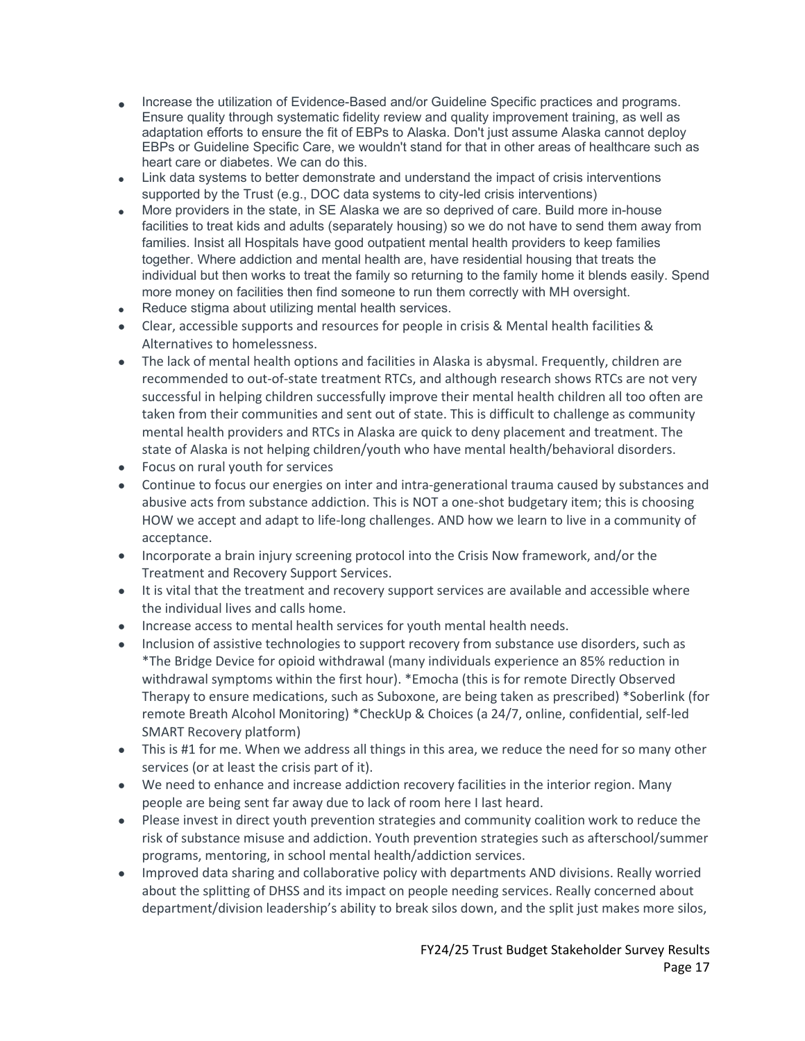- Increase the utilization of Evidence-Based and/or Guideline Specific practices and programs. Ensure quality through systematic fidelity review and quality improvement training, as well as adaptation efforts to ensure the fit of EBPs to Alaska. Don't just assume Alaska cannot deploy EBPs or Guideline Specific Care, we wouldn't stand for that in other areas of healthcare such as heart care or diabetes. We can do this.
- Link data systems to better demonstrate and understand the impact of crisis interventions supported by the Trust (e.g., DOC data systems to city-led crisis interventions)
- More providers in the state, in SE Alaska we are so deprived of care. Build more in-house facilities to treat kids and adults (separately housing) so we do not have to send them away from families. Insist all Hospitals have good outpatient mental health providers to keep families together. Where addiction and mental health are, have residential housing that treats the individual but then works to treat the family so returning to the family home it blends easily. Spend more money on facilities then find someone to run them correctly with MH oversight.
- Reduce stigma about utilizing mental health services.
- Clear, accessible supports and resources for people in crisis & Mental health facilities & Alternatives to homelessness.
- The lack of mental health options and facilities in Alaska is abysmal. Frequently, children are recommended to out-of-state treatment RTCs, and although research shows RTCs are not very successful in helping children successfully improve their mental health children all too often are taken from their communities and sent out of state. This is difficult to challenge as community mental health providers and RTCs in Alaska are quick to deny placement and treatment. The state of Alaska is not helping children/youth who have mental health/behavioral disorders.
- Focus on rural youth for services
- Continue to focus our energies on inter and intra-generational trauma caused by substances and abusive acts from substance addiction. This is NOT a one-shot budgetary item; this is choosing HOW we accept and adapt to life-long challenges. AND how we learn to live in a community of acceptance.
- Incorporate a brain injury screening protocol into the Crisis Now framework, and/or the Treatment and Recovery Support Services.
- It is vital that the treatment and recovery support services are available and accessible where the individual lives and calls home.
- Increase access to mental health services for youth mental health needs.
- Inclusion of assistive technologies to support recovery from substance use disorders, such as *The Bridge Device for opioid withdrawal (many individuals experience an 85% reduction in withdrawal symptoms within the first hour). *Emocha (this is for remote Directly Observed Therapy to ensure medications, such as Suboxone, are being taken as prescribed) *Soberlink (for remote Breath Alcohol Monitoring) *CheckUp & Choices (a 24/7, online, confidential, self-led SMART Recovery platform)
- This is #1 for me. When we address all things in this area, we reduce the need for so many other services (or at least the crisis part of it).
- We need to enhance and increase addiction recovery facilities in the interior region. Many people are being sent far away due to lack of room here I last heard.
- Please invest in direct youth prevention strategies and community coalition work to reduce the risk of substance misuse and addiction. Youth prevention strategies such as afterschool/summer programs, mentoring, in school mental health/addiction services.
- Improved data sharing and collaborative policy with departments AND divisions. Really worried about the splitting of DHSS and its impact on people needing services. Really concerned about department/division leadership's ability to break silos down, and the split just makes more silos,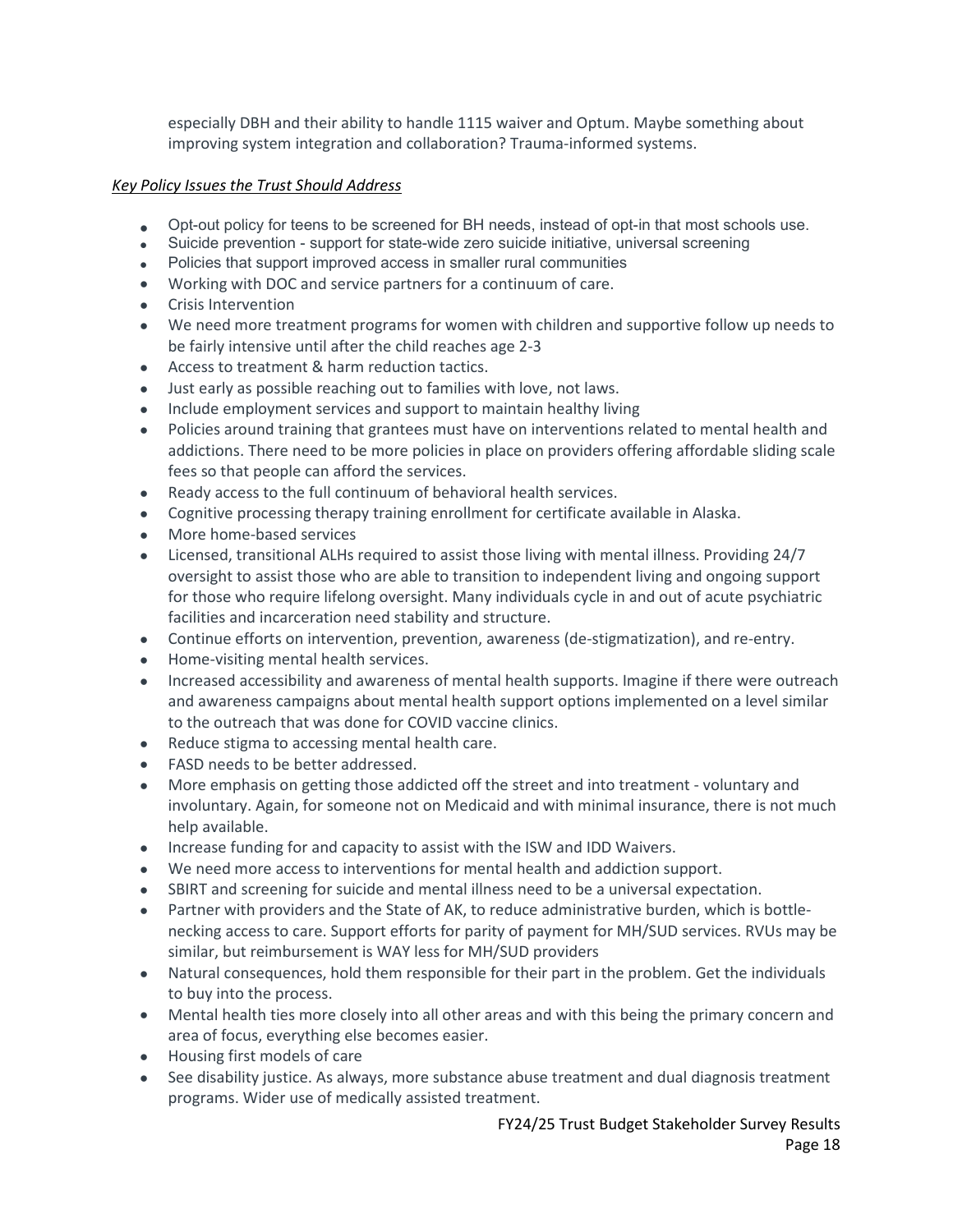especially DBH and their ability to handle 1115 waiver and Optum. Maybe something about improving system integration and collaboration? Trauma-informed systems.

*Key Policy Issues the Trust Should Address*

- Opt-out policy for teens to be screened for BH needs, instead of opt-in that most schools use.
- Suicide prevention - support for state-wide zero suicide initiative, universal screening
- Policies that support improved access in smaller rural communities
- Working with DOC and service partners for a continuum of care.
- Crisis Intervention
- We need more treatment programs for women with children and supportive follow up needs to be fairly intensive until after the child reaches age 2-3
- Access to treatment & harm reduction tactics.
- Just early as possible reaching out to families with love, not laws.
- Include employment services and support to maintain healthy living
- Policies around training that grantees must have on interventions related to mental health and addictions. There need to be more policies in place on providers offering affordable sliding scale fees so that people can afford the services.
- Ready access to the full continuum of behavioral health services.
- Cognitive processing therapy training enrollment for certificate available in Alaska.
- More home-based services
- Licensed, transitional ALHs required to assist those living with mental illness. Providing 24/7 oversight to assist those who are able to transition to independent living and ongoing support for those who require lifelong oversight. Many individuals cycle in and out of acute psychiatric facilities and incarceration need stability and structure.
- Continue efforts on intervention, prevention, awareness (de-stigmatization), and re-entry.
- Home-visiting mental health services.
- Increased accessibility and awareness of mental health supports. Imagine if there were outreach and awareness campaigns about mental health support options implemented on a level similar to the outreach that was done for COVID vaccine clinics.
- Reduce stigma to accessing mental health care.
- FASD needs to be better addressed.
- More emphasis on getting those addicted off the street and into treatment - voluntary and involuntary. Again, for someone not on Medicaid and with minimal insurance, there is not much help available.
- Increase funding for and capacity to assist with the ISW and IDD Waivers.
- We need more access to interventions for mental health and addiction support.
- SBIRT and screening for suicide and mental illness need to be a universal expectation.
- Partner with providers and the State of AK, to reduce administrative burden, which is bottle-necking access to care. Support efforts for parity of payment for MH/SUD services. RVUs may be similar, but reimbursement is WAY less for MH/SUD providers
- Natural consequences, hold them responsible for their part in the problem. Get the individuals to buy into the process.
- Mental health ties more closely into all other areas and with this being the primary concern and area of focus, everything else becomes easier.
- Housing first models of care
- See disability justice. As always, more substance abuse treatment and dual diagnosis treatment programs. Wider use of medically assisted treatment.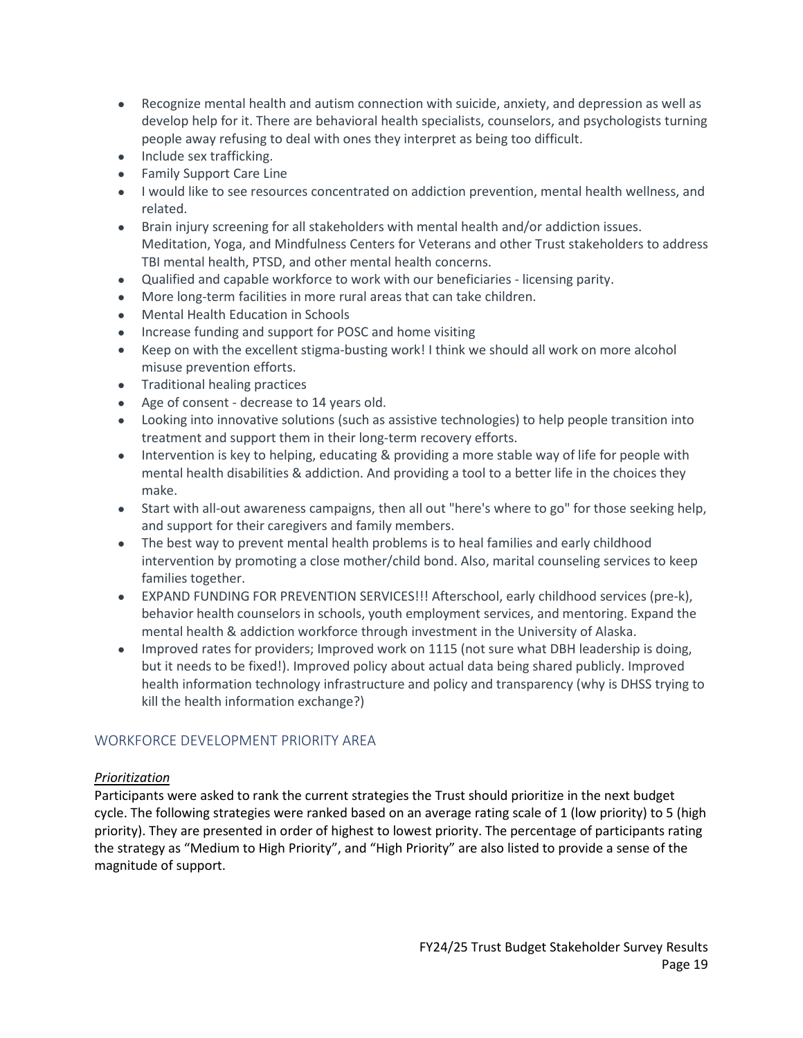- Recognize mental health and autism connection with suicide, anxiety, and depression as well as develop help for it. There are behavioral health specialists, counselors, and psychologists turning people away refusing to deal with ones they interpret as being too difficult.
- Include sex trafficking.
- Family Support Care Line
- I would like to see resources concentrated on addiction prevention, mental health wellness, and related.
- Brain injury screening for all stakeholders with mental health and/or addiction issues. Meditation, Yoga, and Mindfulness Centers for Veterans and other Trust stakeholders to address TBI mental health, PTSD, and other mental health concerns.
- Qualified and capable workforce to work with our beneficiaries - licensing parity.
- More long-term facilities in more rural areas that can take children.
- Mental Health Education in Schools
- Increase funding and support for POSC and home visiting
- Keep on with the excellent stigma-busting work! I think we should all work on more alcohol misuse prevention efforts.
- Traditional healing practices
- Age of consent - decrease to 14 years old.
- Looking into innovative solutions (such as assistive technologies) to help people transition into treatment and support them in their long-term recovery efforts.
- Intervention is key to helping, educating & providing a more stable way of life for people with mental health disabilities & addiction. And providing a tool to a better life in the choices they make.
- Start with all-out awareness campaigns, then all out "here's where to go" for those seeking help, and support for their caregivers and family members.
- The best way to prevent mental health problems is to heal families and early childhood intervention by promoting a close mother/child bond. Also, marital counseling services to keep families together.
- EXPAND FUNDING FOR PREVENTION SERVICES!!! Afterschool, early childhood services (pre-k), behavior health counselors in schools, youth employment services, and mentoring. Expand the mental health & addiction workforce through investment in the University of Alaska.
- Improved rates for providers; Improved work on 1115 (not sure what DBH leadership is doing, but it needs to be fixed!). Improved policy about actual data being shared publicly. Improved health information technology infrastructure and policy and transparency (why is DHSS trying to kill the health information exchange?)

## WORKFORCE DEVELOPMENT PRIORITY AREA

*Prioritization*

Participants were asked to rank the current strategies the Trust should prioritize in the next budget cycle. The following strategies were ranked based on an average rating scale of 1 (low priority) to 5 (high priority). They are presented in order of highest to lowest priority. The percentage of participants rating the strategy as "Medium to High Priority", and "High Priority" are also listed to provide a sense of the magnitude of support.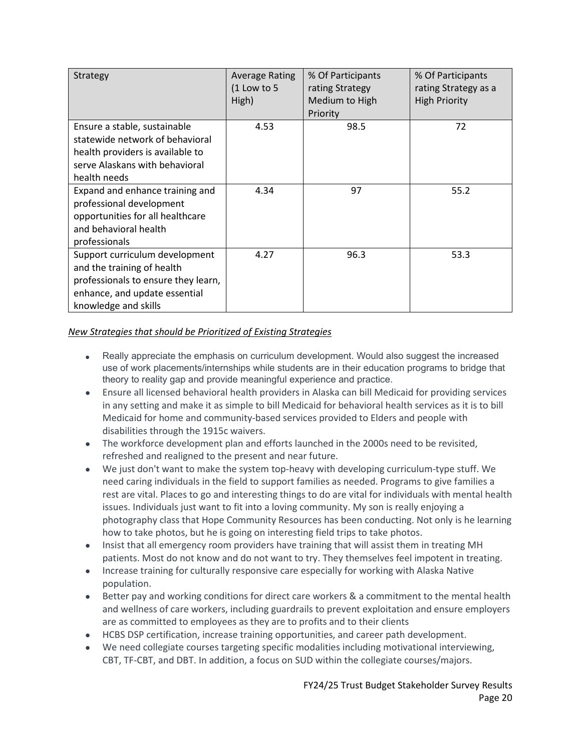| Strategy | Average Rating (1 Low to 5 High) | % Of Participants rating Strategy Medium to High Priority | % Of Participants rating Strategy as a High Priority |
|---|---|---|---|
| Ensure a stable, sustainable statewide network of behavioral health providers is available to serve Alaskans with behavioral health needs | 4.53 | 98.5 | 72 |
| Expand and enhance training and professional development opportunities for all healthcare and behavioral health professionals | 4.34 | 97 | 55.2 |
| Support curriculum development and the training of health professionals to ensure they learn, enhance, and update essential knowledge and skills | 4.27 | 96.3 | 53.3 |

*New Strategies that should be Prioritized of Existing Strategies*

- Really appreciate the emphasis on curriculum development. Would also suggest the increased use of work placements/internships while students are in their education programs to bridge that theory to reality gap and provide meaningful experience and practice.
- Ensure all licensed behavioral health providers in Alaska can bill Medicaid for providing services in any setting and make it as simple to bill Medicaid for behavioral health services as it is to bill Medicaid for home and community-based services provided to Elders and people with disabilities through the 1915c waivers.
- The workforce development plan and efforts launched in the 2000s need to be revisited, refreshed and realigned to the present and near future.
- We just don't want to make the system top-heavy with developing curriculum-type stuff. We need caring individuals in the field to support families as needed. Programs to give families a rest are vital. Places to go and interesting things to do are vital for individuals with mental health issues. Individuals just want to fit into a loving community. My son is really enjoying a photography class that Hope Community Resources has been conducting. Not only is he learning how to take photos, but he is going on interesting field trips to take photos.
- Insist that all emergency room providers have training that will assist them in treating MH patients. Most do not know and do not want to try. They themselves feel impotent in treating.
- Increase training for culturally responsive care especially for working with Alaska Native population.
- Better pay and working conditions for direct care workers & a commitment to the mental health and wellness of care workers, including guardrails to prevent exploitation and ensure employers are as committed to employees as they are to profits and to their clients
- HCBS DSP certification, increase training opportunities, and career path development.
- We need collegiate courses targeting specific modalities including motivational interviewing, CBT, TF-CBT, and DBT. In addition, a focus on SUD within the collegiate courses/majors.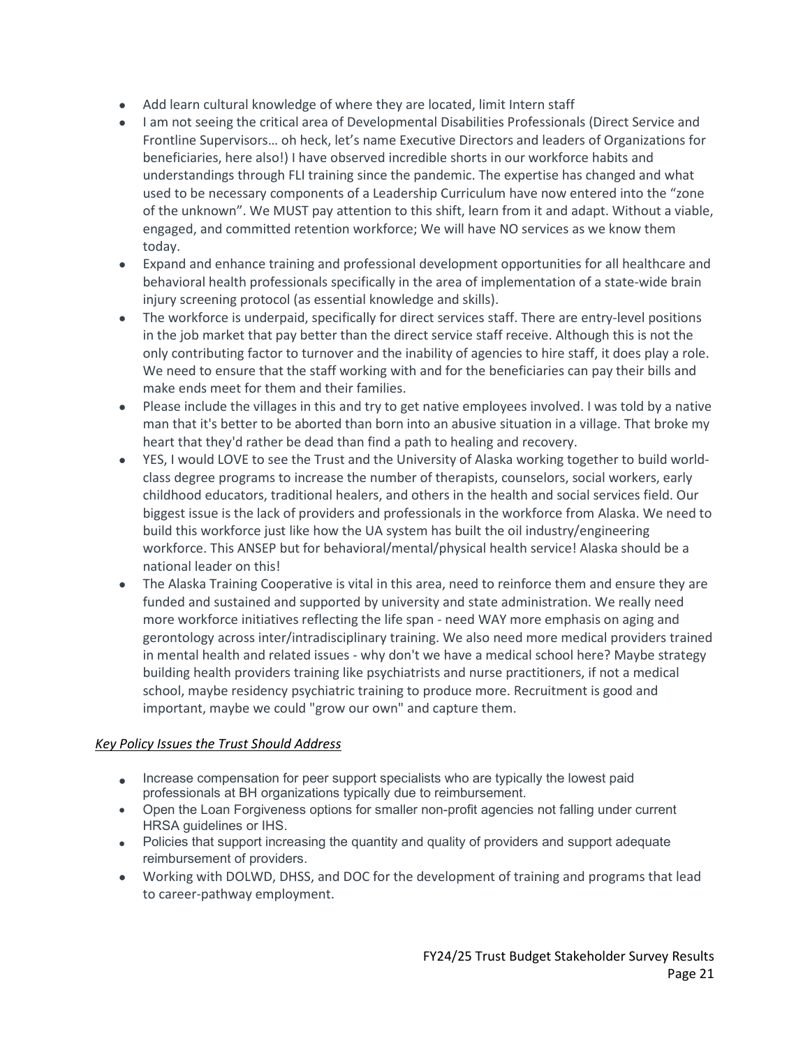- Add learn cultural knowledge of where they are located, limit Intern staff
- I am not seeing the critical area of Developmental Disabilities Professionals (Direct Service and Frontline Supervisors… oh heck, let's name Executive Directors and leaders of Organizations for beneficiaries, here also!) I have observed incredible shorts in our workforce habits and understandings through FLI training since the pandemic. The expertise has changed and what used to be necessary components of a Leadership Curriculum have now entered into the "zone of the unknown". We MUST pay attention to this shift, learn from it and adapt. Without a viable, engaged, and committed retention workforce; We will have NO services as we know them today.
- Expand and enhance training and professional development opportunities for all healthcare and behavioral health professionals specifically in the area of implementation of a state-wide brain injury screening protocol (as essential knowledge and skills).
- The workforce is underpaid, specifically for direct services staff. There are entry-level positions in the job market that pay better than the direct service staff receive. Although this is not the only contributing factor to turnover and the inability of agencies to hire staff, it does play a role. We need to ensure that the staff working with and for the beneficiaries can pay their bills and make ends meet for them and their families.
- Please include the villages in this and try to get native employees involved. I was told by a native man that it's better to be aborted than born into an abusive situation in a village. That broke my heart that they'd rather be dead than find a path to healing and recovery.
- YES, I would LOVE to see the Trust and the University of Alaska working together to build world-class degree programs to increase the number of therapists, counselors, social workers, early childhood educators, traditional healers, and others in the health and social services field. Our biggest issue is the lack of providers and professionals in the workforce from Alaska. We need to build this workforce just like how the UA system has built the oil industry/engineering workforce. This ANSEP but for behavioral/mental/physical health service! Alaska should be a national leader on this!
- The Alaska Training Cooperative is vital in this area, need to reinforce them and ensure they are funded and sustained and supported by university and state administration. We really need more workforce initiatives reflecting the life span - need WAY more emphasis on aging and gerontology across inter/intradisciplinary training. We also need more medical providers trained in mental health and related issues - why don't we have a medical school here? Maybe strategy building health providers training like psychiatrists and nurse practitioners, if not a medical school, maybe residency psychiatric training to produce more. Recruitment is good and important, maybe we could "grow our own" and capture them.

### *Key Policy Issues the Trust Should Address*

- Increase compensation for peer support specialists who are typically the lowest paid professionals at BH organizations typically due to reimbursement.
- Open the Loan Forgiveness options for smaller non-profit agencies not falling under current HRSA guidelines or IHS.
- Policies that support increasing the quantity and quality of providers and support adequate reimbursement of providers.
- Working with DOLWD, DHSS, and DOC for the development of training and programs that lead to career-pathway employment.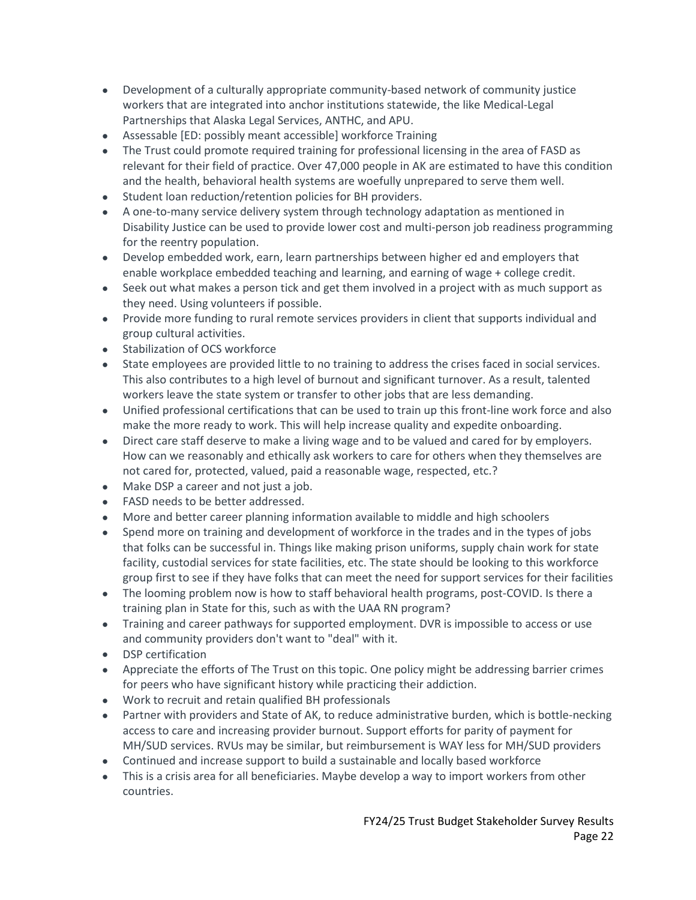- Development of a culturally appropriate community-based network of community justice workers that are integrated into anchor institutions statewide, the like Medical-Legal Partnerships that Alaska Legal Services, ANTHC, and APU.
- Assessable [ED: possibly meant accessible] workforce Training
- The Trust could promote required training for professional licensing in the area of FASD as relevant for their field of practice. Over 47,000 people in AK are estimated to have this condition and the health, behavioral health systems are woefully unprepared to serve them well.
- Student loan reduction/retention policies for BH providers.
- A one-to-many service delivery system through technology adaptation as mentioned in Disability Justice can be used to provide lower cost and multi-person job readiness programming for the reentry population.
- Develop embedded work, earn, learn partnerships between higher ed and employers that enable workplace embedded teaching and learning, and earning of wage + college credit.
- Seek out what makes a person tick and get them involved in a project with as much support as they need. Using volunteers if possible.
- Provide more funding to rural remote services providers in client that supports individual and group cultural activities.
- Stabilization of OCS workforce
- State employees are provided little to no training to address the crises faced in social services. This also contributes to a high level of burnout and significant turnover. As a result, talented workers leave the state system or transfer to other jobs that are less demanding.
- Unified professional certifications that can be used to train up this front-line work force and also make the more ready to work. This will help increase quality and expedite onboarding.
- Direct care staff deserve to make a living wage and to be valued and cared for by employers. How can we reasonably and ethically ask workers to care for others when they themselves are not cared for, protected, valued, paid a reasonable wage, respected, etc.?
- Make DSP a career and not just a job.
- FASD needs to be better addressed.
- More and better career planning information available to middle and high schoolers
- Spend more on training and development of workforce in the trades and in the types of jobs that folks can be successful in. Things like making prison uniforms, supply chain work for state facility, custodial services for state facilities, etc. The state should be looking to this workforce group first to see if they have folks that can meet the need for support services for their facilities
- The looming problem now is how to staff behavioral health programs, post-COVID. Is there a training plan in State for this, such as with the UAA RN program?
- Training and career pathways for supported employment. DVR is impossible to access or use and community providers don't want to "deal" with it.
- DSP certification
- Appreciate the efforts of The Trust on this topic. One policy might be addressing barrier crimes for peers who have significant history while practicing their addiction.
- Work to recruit and retain qualified BH professionals
- Partner with providers and State of AK, to reduce administrative burden, which is bottle-necking access to care and increasing provider burnout. Support efforts for parity of payment for MH/SUD services. RVUs may be similar, but reimbursement is WAY less for MH/SUD providers
- Continued and increase support to build a sustainable and locally based workforce
- This is a crisis area for all beneficiaries. Maybe develop a way to import workers from other countries.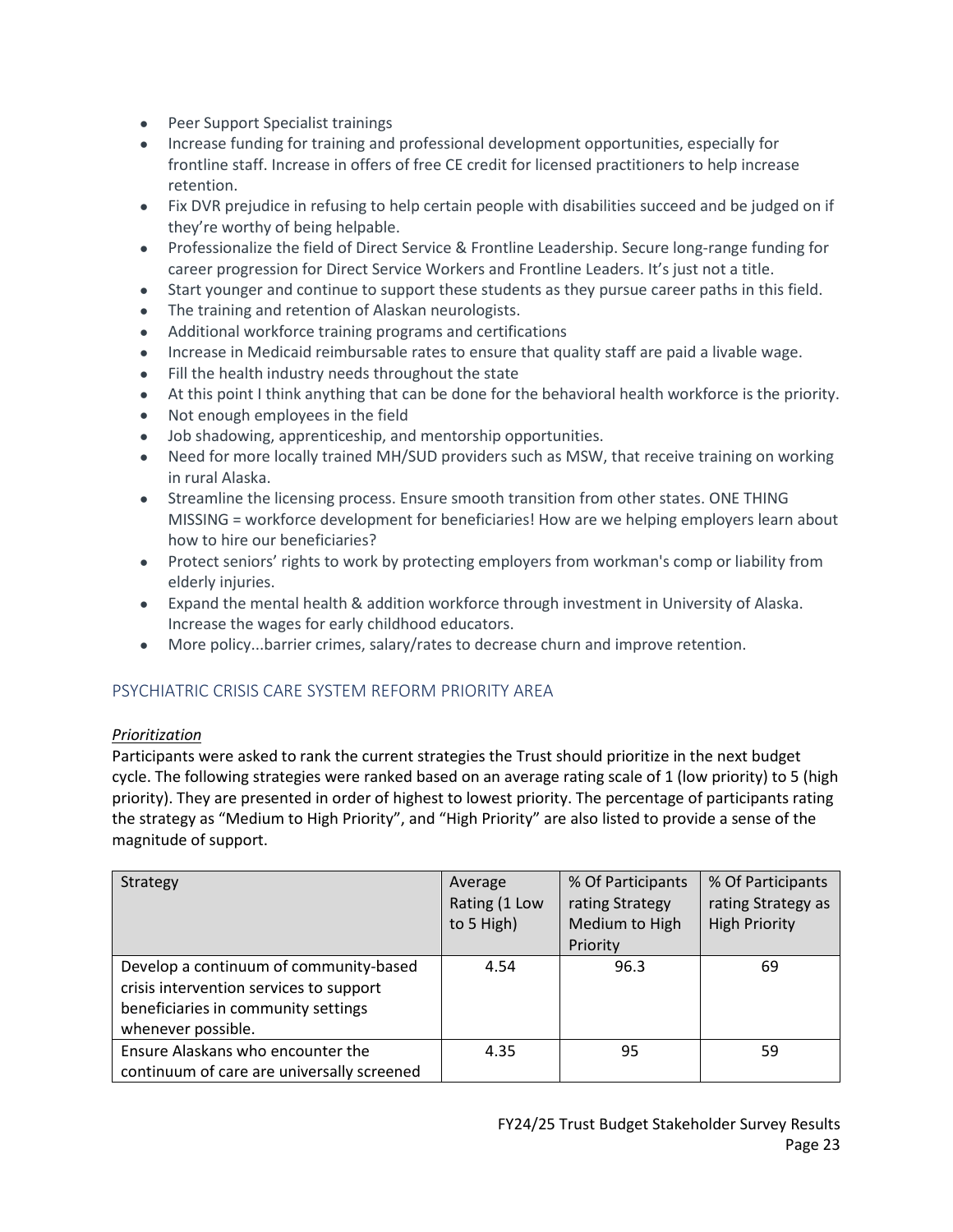- Peer Support Specialist trainings
- Increase funding for training and professional development opportunities, especially for frontline staff. Increase in offers of free CE credit for licensed practitioners to help increase retention.
- Fix DVR prejudice in refusing to help certain people with disabilities succeed and be judged on if they're worthy of being helpable.
- Professionalize the field of Direct Service & Frontline Leadership. Secure long-range funding for career progression for Direct Service Workers and Frontline Leaders. It's just not a title.
- Start younger and continue to support these students as they pursue career paths in this field.
- The training and retention of Alaskan neurologists.
- Additional workforce training programs and certifications
- Increase in Medicaid reimbursable rates to ensure that quality staff are paid a livable wage.
- Fill the health industry needs throughout the state
- At this point I think anything that can be done for the behavioral health workforce is the priority.
- Not enough employees in the field
- Job shadowing, apprenticeship, and mentorship opportunities.
- Need for more locally trained MH/SUD providers such as MSW, that receive training on working in rural Alaska.
- Streamline the licensing process. Ensure smooth transition from other states. ONE THING MISSING = workforce development for beneficiaries! How are we helping employers learn about how to hire our beneficiaries?
- Protect seniors' rights to work by protecting employers from workman's comp or liability from elderly injuries.
- Expand the mental health & addition workforce through investment in University of Alaska. Increase the wages for early childhood educators.
- More policy...barrier crimes, salary/rates to decrease churn and improve retention.

## PSYCHIATRIC CRISIS CARE SYSTEM REFORM PRIORITY AREA

*Prioritization*

Participants were asked to rank the current strategies the Trust should prioritize in the next budget cycle. The following strategies were ranked based on an average rating scale of 1 (low priority) to 5 (high priority). They are presented in order of highest to lowest priority. The percentage of participants rating the strategy as "Medium to High Priority", and "High Priority" are also listed to provide a sense of the magnitude of support.

| Strategy | Average Rating (1 Low to 5 High) | % Of Participants rating Strategy Medium to High Priority | % Of Participants rating Strategy as High Priority |
|---|---|---|---|
| Develop a continuum of community-based crisis intervention services to support beneficiaries in community settings whenever possible. | 4.54 | 96.3 | 69 |
| Ensure Alaskans who encounter the continuum of care are universally screened | 4.35 | 95 | 59 |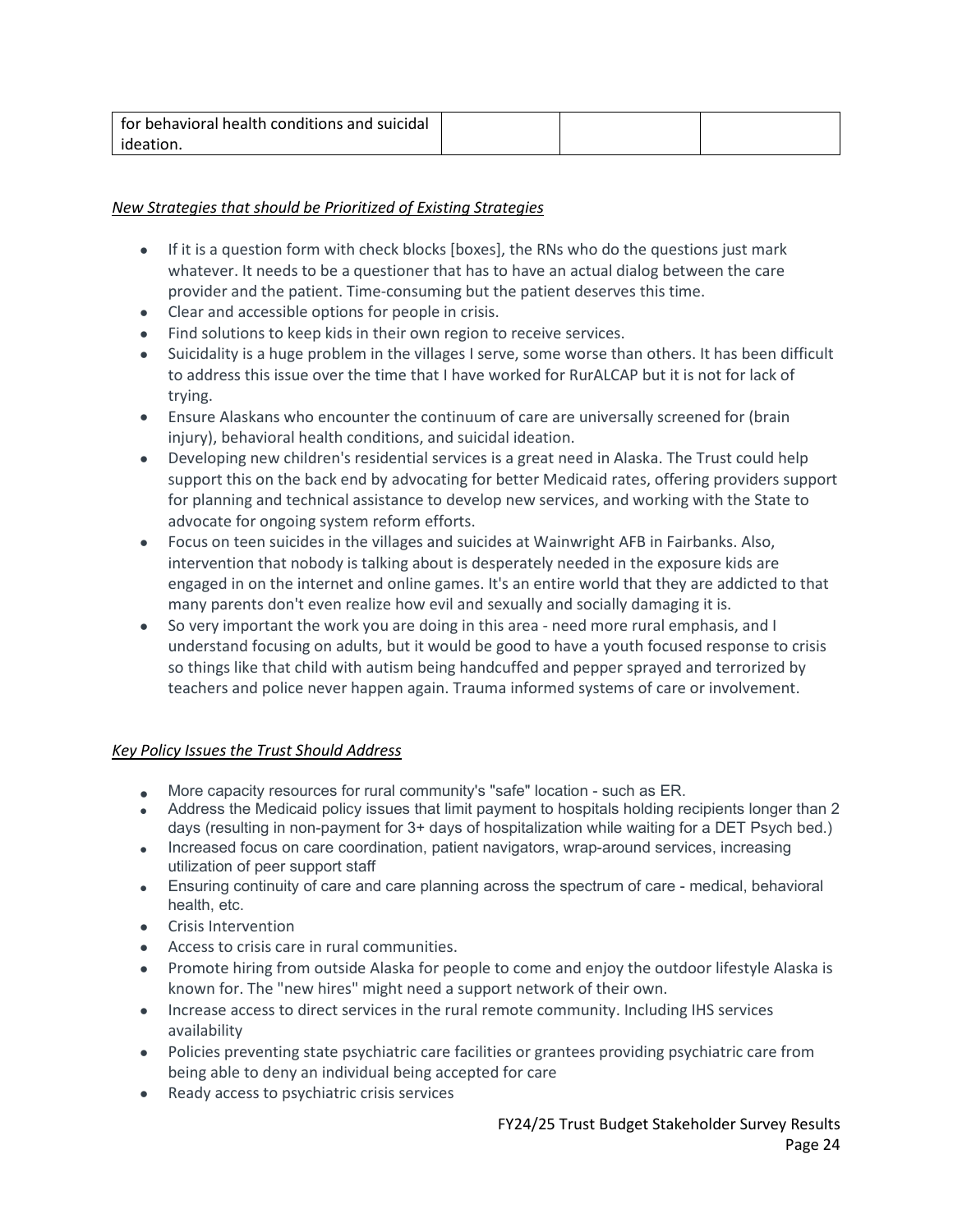| for behavioral health conditions and suicidal ideation. | | | |
|---|---|---|---|

*New Strategies that should be Prioritized of Existing Strategies*

- If it is a question form with check blocks [boxes], the RNs who do the questions just mark whatever. It needs to be a questioner that has to have an actual dialog between the care provider and the patient. Time-consuming but the patient deserves this time.
- Clear and accessible options for people in crisis.
- Find solutions to keep kids in their own region to receive services.
- Suicidality is a huge problem in the villages I serve, some worse than others. It has been difficult to address this issue over the time that I have worked for RurALCAP but it is not for lack of trying.
- Ensure Alaskans who encounter the continuum of care are universally screened for (brain injury), behavioral health conditions, and suicidal ideation.
- Developing new children's residential services is a great need in Alaska. The Trust could help support this on the back end by advocating for better Medicaid rates, offering providers support for planning and technical assistance to develop new services, and working with the State to advocate for ongoing system reform efforts.
- Focus on teen suicides in the villages and suicides at Wainwright AFB in Fairbanks. Also, intervention that nobody is talking about is desperately needed in the exposure kids are engaged in on the internet and online games. It's an entire world that they are addicted to that many parents don't even realize how evil and sexually and socially damaging it is.
- So very important the work you are doing in this area - need more rural emphasis, and I understand focusing on adults, but it would be good to have a youth focused response to crisis so things like that child with autism being handcuffed and pepper sprayed and terrorized by teachers and police never happen again. Trauma informed systems of care or involvement.

*Key Policy Issues the Trust Should Address*

- More capacity resources for rural community's "safe" location - such as ER.
- Address the Medicaid policy issues that limit payment to hospitals holding recipients longer than 2 days (resulting in non-payment for 3+ days of hospitalization while waiting for a DET Psych bed.)
- Increased focus on care coordination, patient navigators, wrap-around services, increasing utilization of peer support staff
- Ensuring continuity of care and care planning across the spectrum of care - medical, behavioral health, etc.
- Crisis Intervention
- Access to crisis care in rural communities.
- Promote hiring from outside Alaska for people to come and enjoy the outdoor lifestyle Alaska is known for. The "new hires" might need a support network of their own.
- Increase access to direct services in the rural remote community. Including IHS services availability
- Policies preventing state psychiatric care facilities or grantees providing psychiatric care from being able to deny an individual being accepted for care
- Ready access to psychiatric crisis services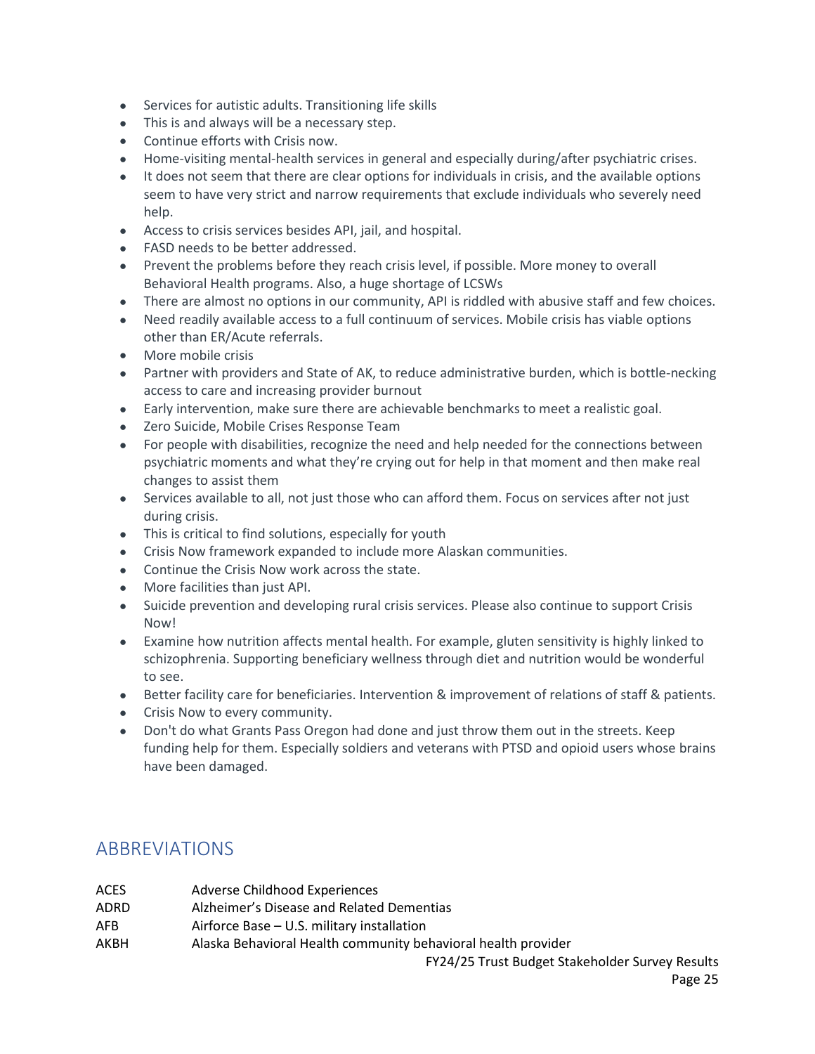- Services for autistic adults. Transitioning life skills
- This is and always will be a necessary step.
- Continue efforts with Crisis now.
- Home-visiting mental-health services in general and especially during/after psychiatric crises.
- It does not seem that there are clear options for individuals in crisis, and the available options seem to have very strict and narrow requirements that exclude individuals who severely need help.
- Access to crisis services besides API, jail, and hospital.
- FASD needs to be better addressed.
- Prevent the problems before they reach crisis level, if possible. More money to overall Behavioral Health programs. Also, a huge shortage of LCSWs
- There are almost no options in our community, API is riddled with abusive staff and few choices.
- Need readily available access to a full continuum of services. Mobile crisis has viable options other than ER/Acute referrals.
- More mobile crisis
- Partner with providers and State of AK, to reduce administrative burden, which is bottle-necking access to care and increasing provider burnout
- Early intervention, make sure there are achievable benchmarks to meet a realistic goal.
- Zero Suicide, Mobile Crises Response Team
- For people with disabilities, recognize the need and help needed for the connections between psychiatric moments and what they're crying out for help in that moment and then make real changes to assist them
- Services available to all, not just those who can afford them. Focus on services after not just during crisis.
- This is critical to find solutions, especially for youth
- Crisis Now framework expanded to include more Alaskan communities.
- Continue the Crisis Now work across the state.
- More facilities than just API.
- Suicide prevention and developing rural crisis services. Please also continue to support Crisis Now!
- Examine how nutrition affects mental health. For example, gluten sensitivity is highly linked to schizophrenia. Supporting beneficiary wellness through diet and nutrition would be wonderful to see.
- Better facility care for beneficiaries. Intervention & improvement of relations of staff & patients.
- Crisis Now to every community.
- Don't do what Grants Pass Oregon had done and just throw them out in the streets. Keep funding help for them. Especially soldiers and veterans with PTSD and opioid users whose brains have been damaged.

## ABBREVIATIONS

| | |
|---|---|
| ACES | Adverse Childhood Experiences |
| ADRD | Alzheimer's Disease and Related Dementias |
| AFB | Airforce Base – U.S. military installation |
| AKBH | Alaska Behavioral Health community behavioral health provider |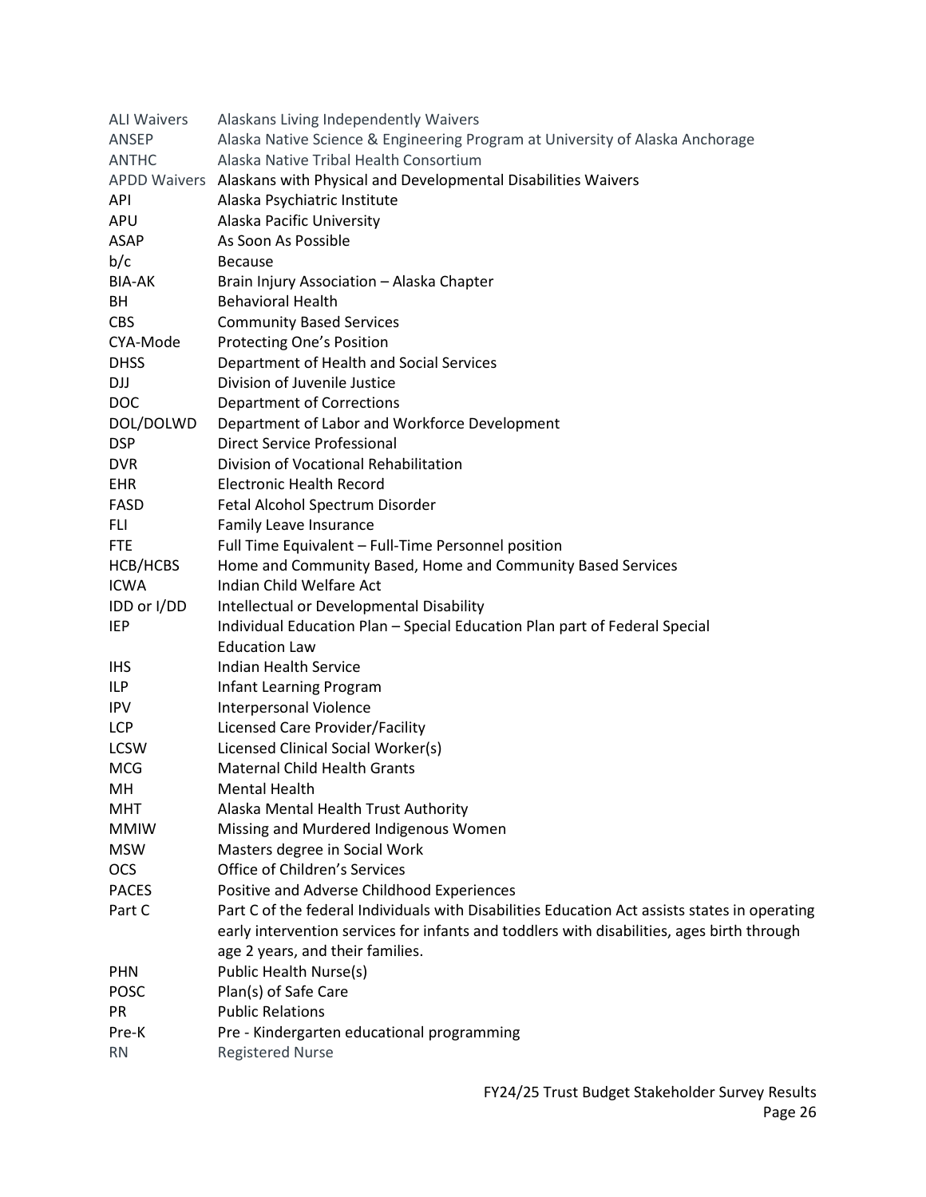| | |
|---|---|
| ALI Waivers | Alaskans Living Independently Waivers |
| ANSEP | Alaska Native Science & Engineering Program at University of Alaska Anchorage |
| ANTHC | Alaska Native Tribal Health Consortium |
| APDD Waivers | Alaskans with Physical and Developmental Disabilities Waivers |
| API | Alaska Psychiatric Institute |
| APU | Alaska Pacific University |
| ASAP | As Soon As Possible |
| b/c | Because |
| BIA-AK | Brain Injury Association – Alaska Chapter |
| BH | Behavioral Health |
| CBS | Community Based Services |
| CYA-Mode | Protecting One's Position |
| DHSS | Department of Health and Social Services |
| DJJ | Division of Juvenile Justice |
| DOC | Department of Corrections |
| DOL/DOLWD | Department of Labor and Workforce Development |
| DSP | Direct Service Professional |
| DVR | Division of Vocational Rehabilitation |
| EHR | Electronic Health Record |
| FASD | Fetal Alcohol Spectrum Disorder |
| FLI | Family Leave Insurance |
| FTE | Full Time Equivalent – Full-Time Personnel position |
| HCB/HCBS | Home and Community Based, Home and Community Based Services |
| ICWA | Indian Child Welfare Act |
| IDD or I/DD | Intellectual or Developmental Disability |
| IEP | Individual Education Plan – Special Education Plan part of Federal Special Education Law |
| IHS | Indian Health Service |
| ILP | Infant Learning Program |
| IPV | Interpersonal Violence |
| LCP | Licensed Care Provider/Facility |
| LCSW | Licensed Clinical Social Worker(s) |
| MCG | Maternal Child Health Grants |
| MH | Mental Health |
| MHT | Alaska Mental Health Trust Authority |
| MMIW | Missing and Murdered Indigenous Women |
| MSW | Masters degree in Social Work |
| OCS | Office of Children's Services |
| PACES | Positive and Adverse Childhood Experiences |
| Part C | Part C of the federal Individuals with Disabilities Education Act assists states in operating early intervention services for infants and toddlers with disabilities, ages birth through age 2 years, and their families. |
| PHN | Public Health Nurse(s) |
| POSC | Plan(s) of Safe Care |
| PR | Public Relations |
| Pre-K | Pre - Kindergarten educational programming |
| RN | Registered Nurse |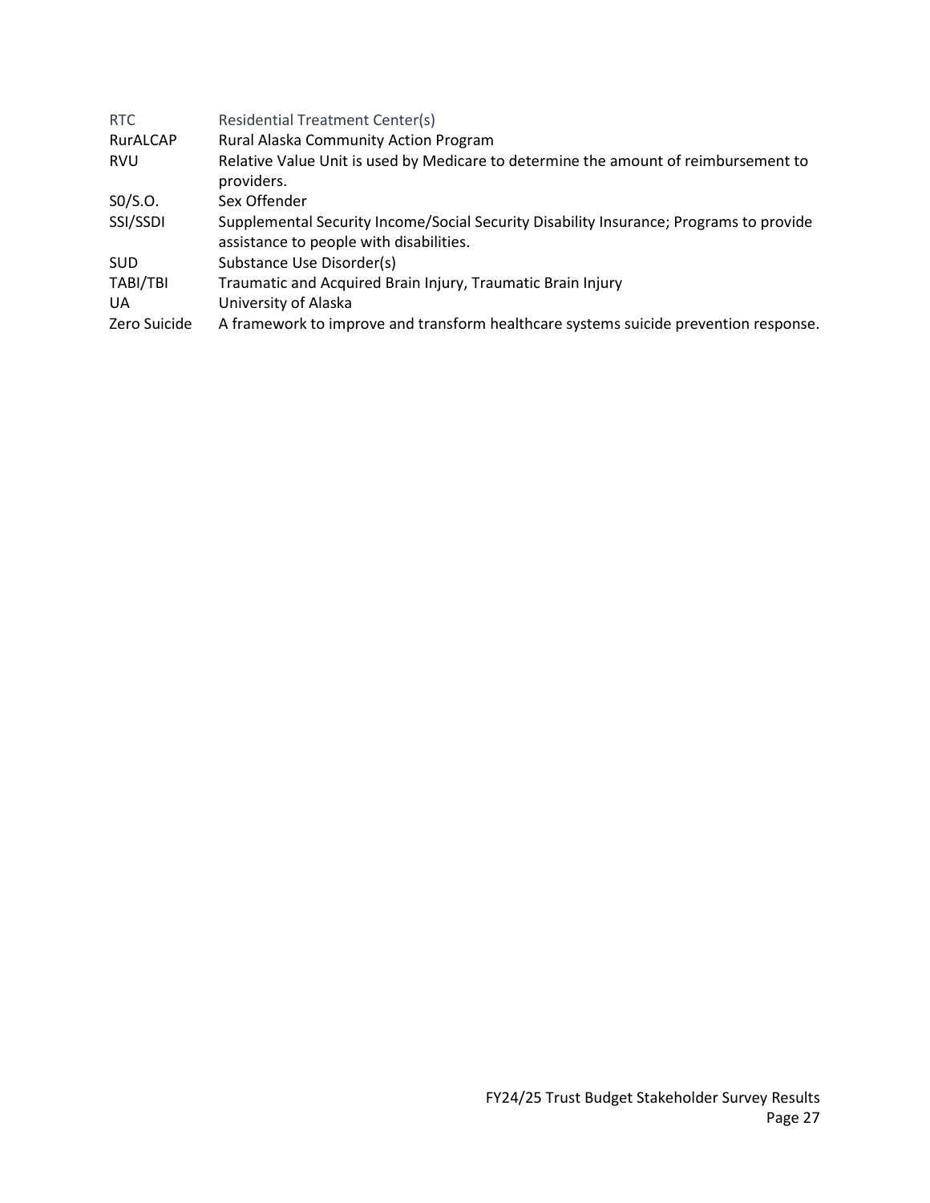| | |
|---|---|
| RTC | Residential Treatment Center(s) |
| RurALCAP | Rural Alaska Community Action Program |
| RVU | Relative Value Unit is used by Medicare to determine the amount of reimbursement to providers. |
| S0/S.O. | Sex Offender |
| SSI/SSDI | Supplemental Security Income/Social Security Disability Insurance; Programs to provide assistance to people with disabilities. |
| SUD | Substance Use Disorder(s) |
| TABI/TBI | Traumatic and Acquired Brain Injury, Traumatic Brain Injury |
| UA | University of Alaska |
| Zero Suicide | A framework to improve and transform healthcare systems suicide prevention response. |